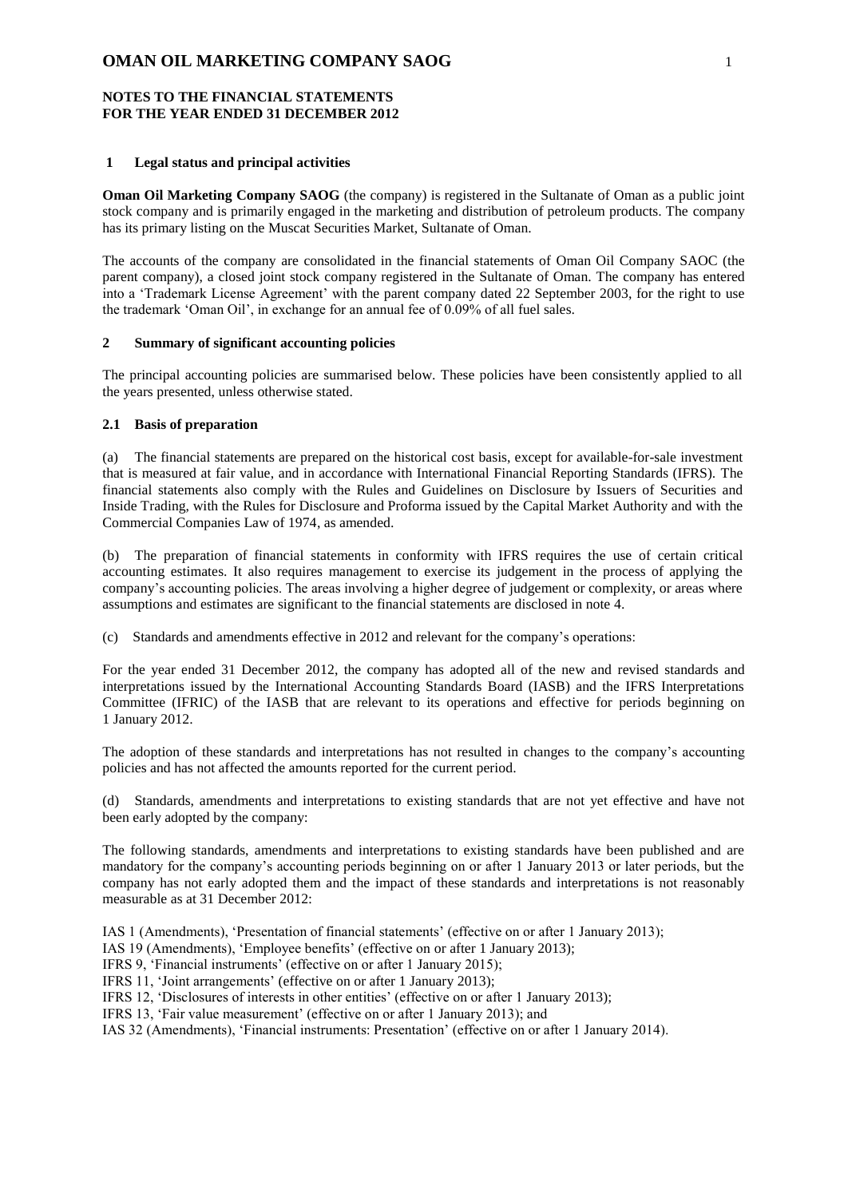# NOTES TO THE FINANCIAL STATEMENTS FOR THE YEAR ENDED 31 DECEMBER 2012

## 1 Legal status and principal activities

**Oman Oil Marketing Company SAOG** (the company) is registered in the Sultanate of Oman as a public joint stock company and is primarily engaged in the marketing and distribution of petroleum products. The company has its primary listing on the Muscat Securities Market, Sultanate of Oman.

The accounts of the company are consolidated in the financial statements of Oman Oil Company SAOC (the parent company), a closed joint stock company registered in the Sultanate of Oman. The company has entered into a 'Trademark License Agreement' with the parent company dated 22 September 2003, for the right to use the trademark 'Oman Oil', in exchange for an annual fee of 0.09% of all fuel sales.

## 2 Summary of significant accounting policies

The principal accounting policies are summarised below. These policies have been consistently applied to all the years presented, unless otherwise stated.

### 2.1 Basis of preparation

(a) The financial statements are prepared on the historical cost basis, except for available-for-sale investment that is measured at fair value, and in accordance with International Financial Reporting Standards (IFRS). The financial statements also comply with the Rules and Guidelines on Disclosure by Issuers of Securities and Inside Trading, with the Rules for Disclosure and Proforma issued by the Capital Market Authority and with the Commercial Companies Law of 1974, as amended.

(b) The preparation of financial statements in conformity with IFRS requires the use of certain critical accounting estimates. It also requires management to exercise its judgement in the process of applying the company's accounting policies. The areas involving a higher degree of judgement or complexity, or areas where assumptions and estimates are significant to the financial statements are disclosed in note 4.

(c) Standards and amendments effective in 2012 and relevant for the company's operations:

For the year ended 31 December 2012, the company has adopted all of the new and revised standards and interpretations issued by the International Accounting Standards Board (IASB) and the IFRS Interpretations Committee (IFRIC) of the IASB that are relevant to its operations and effective for periods beginning on 1 January 2012.

The adoption of these standards and interpretations has not resulted in changes to the company's accounting policies and has not affected the amounts reported for the current period.

(d) Standards, amendments and interpretations to existing standards that are not yet effective and have not been early adopted by the company:

The following standards, amendments and interpretations to existing standards have been published and are mandatory for the company's accounting periods beginning on or after 1 January 2013 or later periods, but the company has not early adopted them and the impact of these standards and interpretations is not reasonably measurable as at 31 December 2012:

IAS 1 (Amendments), 'Presentation of financial statements' (effective on or after 1 January 2013);
IAS 19 (Amendments), 'Employee benefits' (effective on or after 1 January 2013);
IFRS 9, 'Financial instruments' (effective on or after 1 January 2015);
IFRS 11, 'Joint arrangements' (effective on or after 1 January 2013);
IFRS 12, 'Disclosures of interests in other entities' (effective on or after 1 January 2013);
IFRS 13, 'Fair value measurement' (effective on or after 1 January 2013); and
IAS 32 (Amendments), 'Financial instruments: Presentation' (effective on or after 1 January 2014).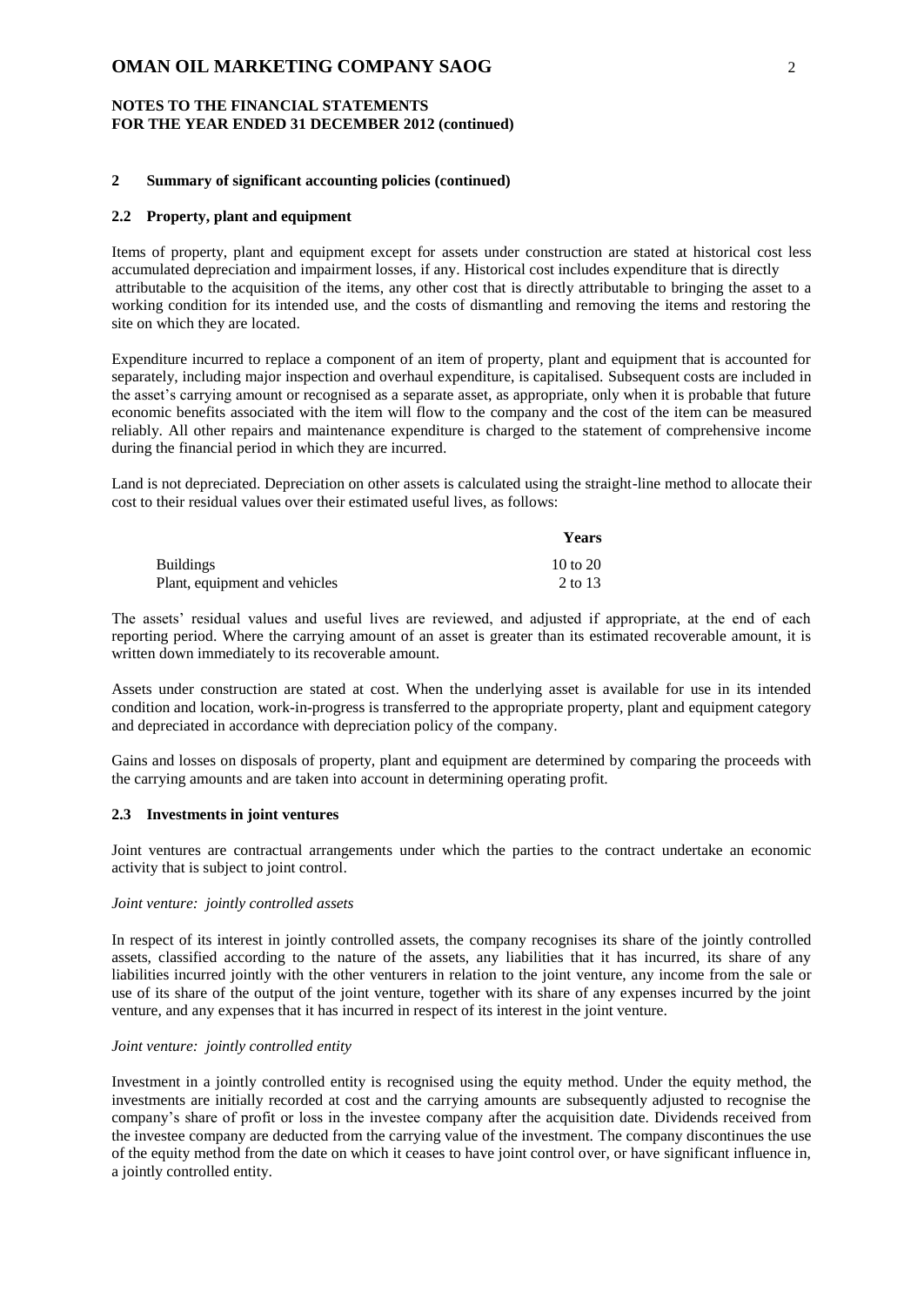**OMAN OIL MARKETING COMPANY SAOG**

**NOTES TO THE FINANCIAL STATEMENTS**
**FOR THE YEAR ENDED 31 DECEMBER 2012 (continued)**

## 2 Summary of significant accounting policies (continued)

### 2.2 Property, plant and equipment

Items of property, plant and equipment except for assets under construction are stated at historical cost less accumulated depreciation and impairment losses, if any. Historical cost includes expenditure that is directly attributable to the acquisition of the items, any other cost that is directly attributable to bringing the asset to a working condition for its intended use, and the costs of dismantling and removing the items and restoring the site on which they are located.

Expenditure incurred to replace a component of an item of property, plant and equipment that is accounted for separately, including major inspection and overhaul expenditure, is capitalised. Subsequent costs are included in the asset's carrying amount or recognised as a separate asset, as appropriate, only when it is probable that future economic benefits associated with the item will flow to the company and the cost of the item can be measured reliably. All other repairs and maintenance expenditure is charged to the statement of comprehensive income during the financial period in which they are incurred.

Land is not depreciated. Depreciation on other assets is calculated using the straight-line method to allocate their cost to their residual values over their estimated useful lives, as follows:

| | **Years** |
|---|---|
| Buildings | 10 to 20 |
| Plant, equipment and vehicles | 2 to 13 |

The assets' residual values and useful lives are reviewed, and adjusted if appropriate, at the end of each reporting period. Where the carrying amount of an asset is greater than its estimated recoverable amount, it is written down immediately to its recoverable amount.

Assets under construction are stated at cost. When the underlying asset is available for use in its intended condition and location, work-in-progress is transferred to the appropriate property, plant and equipment category and depreciated in accordance with depreciation policy of the company.

Gains and losses on disposals of property, plant and equipment are determined by comparing the proceeds with the carrying amounts and are taken into account in determining operating profit.

### 2.3 Investments in joint ventures

Joint ventures are contractual arrangements under which the parties to the contract undertake an economic activity that is subject to joint control.

*Joint venture: jointly controlled assets*

In respect of its interest in jointly controlled assets, the company recognises its share of the jointly controlled assets, classified according to the nature of the assets, any liabilities that it has incurred, its share of any liabilities incurred jointly with the other venturers in relation to the joint venture, any income from the sale or use of its share of the output of the joint venture, together with its share of any expenses incurred by the joint venture, and any expenses that it has incurred in respect of its interest in the joint venture.

*Joint venture: jointly controlled entity*

Investment in a jointly controlled entity is recognised using the equity method. Under the equity method, the investments are initially recorded at cost and the carrying amounts are subsequently adjusted to recognise the company's share of profit or loss in the investee company after the acquisition date. Dividends received from the investee company are deducted from the carrying value of the investment. The company discontinues the use of the equity method from the date on which it ceases to have joint control over, or have significant influence in, a jointly controlled entity.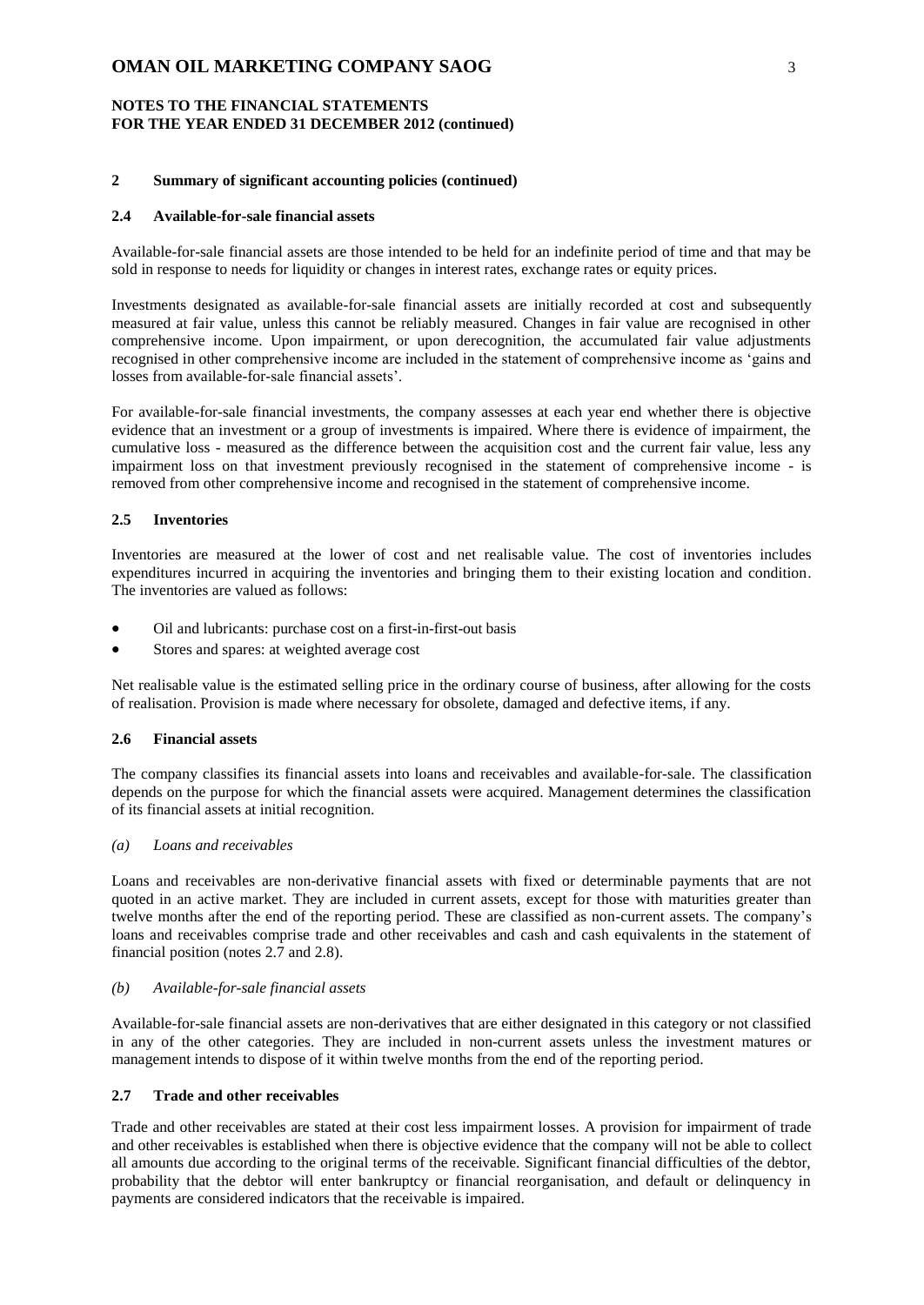## NOTES TO THE FINANCIAL STATEMENTS FOR THE YEAR ENDED 31 DECEMBER 2012 (continued)

### 2 Summary of significant accounting policies (continued)

#### 2.4 Available-for-sale financial assets

Available-for-sale financial assets are those intended to be held for an indefinite period of time and that may be sold in response to needs for liquidity or changes in interest rates, exchange rates or equity prices.

Investments designated as available-for-sale financial assets are initially recorded at cost and subsequently measured at fair value, unless this cannot be reliably measured. Changes in fair value are recognised in other comprehensive income. Upon impairment, or upon derecognition, the accumulated fair value adjustments recognised in other comprehensive income are included in the statement of comprehensive income as 'gains and losses from available-for-sale financial assets'.

For available-for-sale financial investments, the company assesses at each year end whether there is objective evidence that an investment or a group of investments is impaired. Where there is evidence of impairment, the cumulative loss - measured as the difference between the acquisition cost and the current fair value, less any impairment loss on that investment previously recognised in the statement of comprehensive income - is removed from other comprehensive income and recognised in the statement of comprehensive income.

#### 2.5 Inventories

Inventories are measured at the lower of cost and net realisable value. The cost of inventories includes expenditures incurred in acquiring the inventories and bringing them to their existing location and condition. The inventories are valued as follows:

- Oil and lubricants: purchase cost on a first-in-first-out basis
- Stores and spares: at weighted average cost

Net realisable value is the estimated selling price in the ordinary course of business, after allowing for the costs of realisation. Provision is made where necessary for obsolete, damaged and defective items, if any.

#### 2.6 Financial assets

The company classifies its financial assets into loans and receivables and available-for-sale. The classification depends on the purpose for which the financial assets were acquired. Management determines the classification of its financial assets at initial recognition.

*(a) Loans and receivables*

Loans and receivables are non-derivative financial assets with fixed or determinable payments that are not quoted in an active market. They are included in current assets, except for those with maturities greater than twelve months after the end of the reporting period. These are classified as non-current assets. The company's loans and receivables comprise trade and other receivables and cash and cash equivalents in the statement of financial position (notes 2.7 and 2.8).

*(b) Available-for-sale financial assets*

Available-for-sale financial assets are non-derivatives that are either designated in this category or not classified in any of the other categories. They are included in non-current assets unless the investment matures or management intends to dispose of it within twelve months from the end of the reporting period.

#### 2.7 Trade and other receivables

Trade and other receivables are stated at their cost less impairment losses. A provision for impairment of trade and other receivables is established when there is objective evidence that the company will not be able to collect all amounts due according to the original terms of the receivable. Significant financial difficulties of the debtor, probability that the debtor will enter bankruptcy or financial reorganisation, and default or delinquency in payments are considered indicators that the receivable is impaired.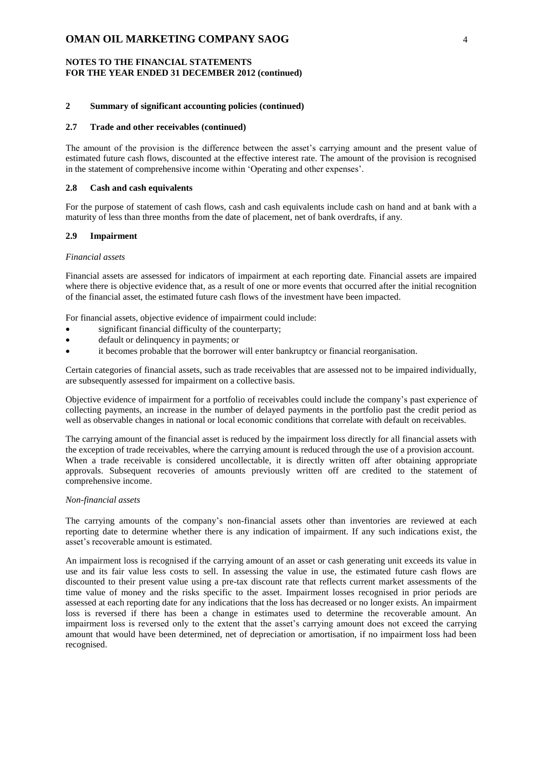## 2 Summary of significant accounting policies (continued)

### 2.7 Trade and other receivables (continued)

The amount of the provision is the difference between the asset's carrying amount and the present value of estimated future cash flows, discounted at the effective interest rate. The amount of the provision is recognised in the statement of comprehensive income within 'Operating and other expenses'.

### 2.8 Cash and cash equivalents

For the purpose of statement of cash flows, cash and cash equivalents include cash on hand and at bank with a maturity of less than three months from the date of placement, net of bank overdrafts, if any.

### 2.9 Impairment

*Financial assets*

Financial assets are assessed for indicators of impairment at each reporting date. Financial assets are impaired where there is objective evidence that, as a result of one or more events that occurred after the initial recognition of the financial asset, the estimated future cash flows of the investment have been impacted.

For financial assets, objective evidence of impairment could include:

- significant financial difficulty of the counterparty;
- default or delinquency in payments; or
- it becomes probable that the borrower will enter bankruptcy or financial reorganisation.

Certain categories of financial assets, such as trade receivables that are assessed not to be impaired individually, are subsequently assessed for impairment on a collective basis.

Objective evidence of impairment for a portfolio of receivables could include the company's past experience of collecting payments, an increase in the number of delayed payments in the portfolio past the credit period as well as observable changes in national or local economic conditions that correlate with default on receivables.

The carrying amount of the financial asset is reduced by the impairment loss directly for all financial assets with the exception of trade receivables, where the carrying amount is reduced through the use of a provision account. When a trade receivable is considered uncollectable, it is directly written off after obtaining appropriate approvals. Subsequent recoveries of amounts previously written off are credited to the statement of comprehensive income.

*Non-financial assets*

The carrying amounts of the company's non-financial assets other than inventories are reviewed at each reporting date to determine whether there is any indication of impairment. If any such indications exist, the asset's recoverable amount is estimated.

An impairment loss is recognised if the carrying amount of an asset or cash generating unit exceeds its value in use and its fair value less costs to sell. In assessing the value in use, the estimated future cash flows are discounted to their present value using a pre-tax discount rate that reflects current market assessments of the time value of money and the risks specific to the asset. Impairment losses recognised in prior periods are assessed at each reporting date for any indications that the loss has decreased or no longer exists. An impairment loss is reversed if there has been a change in estimates used to determine the recoverable amount. An impairment loss is reversed only to the extent that the asset's carrying amount does not exceed the carrying amount that would have been determined, net of depreciation or amortisation, if no impairment loss had been recognised.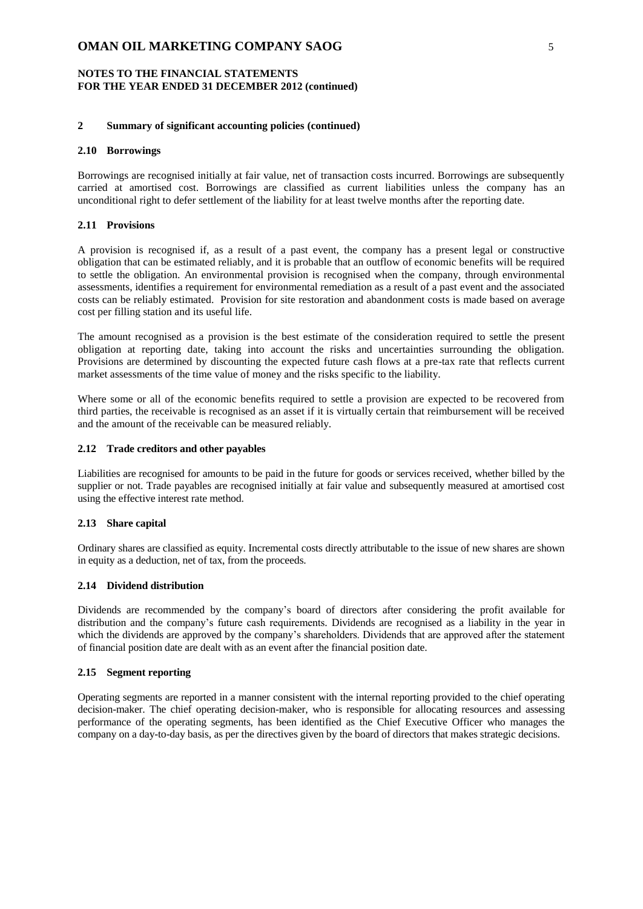## 2 Summary of significant accounting policies (continued)

### 2.10 Borrowings

Borrowings are recognised initially at fair value, net of transaction costs incurred. Borrowings are subsequently carried at amortised cost. Borrowings are classified as current liabilities unless the company has an unconditional right to defer settlement of the liability for at least twelve months after the reporting date.

### 2.11 Provisions

A provision is recognised if, as a result of a past event, the company has a present legal or constructive obligation that can be estimated reliably, and it is probable that an outflow of economic benefits will be required to settle the obligation. An environmental provision is recognised when the company, through environmental assessments, identifies a requirement for environmental remediation as a result of a past event and the associated costs can be reliably estimated. Provision for site restoration and abandonment costs is made based on average cost per filling station and its useful life.

The amount recognised as a provision is the best estimate of the consideration required to settle the present obligation at reporting date, taking into account the risks and uncertainties surrounding the obligation. Provisions are determined by discounting the expected future cash flows at a pre-tax rate that reflects current market assessments of the time value of money and the risks specific to the liability.

Where some or all of the economic benefits required to settle a provision are expected to be recovered from third parties, the receivable is recognised as an asset if it is virtually certain that reimbursement will be received and the amount of the receivable can be measured reliably.

### 2.12 Trade creditors and other payables

Liabilities are recognised for amounts to be paid in the future for goods or services received, whether billed by the supplier or not. Trade payables are recognised initially at fair value and subsequently measured at amortised cost using the effective interest rate method.

### 2.13 Share capital

Ordinary shares are classified as equity. Incremental costs directly attributable to the issue of new shares are shown in equity as a deduction, net of tax, from the proceeds.

### 2.14 Dividend distribution

Dividends are recommended by the company's board of directors after considering the profit available for distribution and the company's future cash requirements. Dividends are recognised as a liability in the year in which the dividends are approved by the company's shareholders. Dividends that are approved after the statement of financial position date are dealt with as an event after the financial position date.

### 2.15 Segment reporting

Operating segments are reported in a manner consistent with the internal reporting provided to the chief operating decision-maker. The chief operating decision-maker, who is responsible for allocating resources and assessing performance of the operating segments, has been identified as the Chief Executive Officer who manages the company on a day-to-day basis, as per the directives given by the board of directors that makes strategic decisions.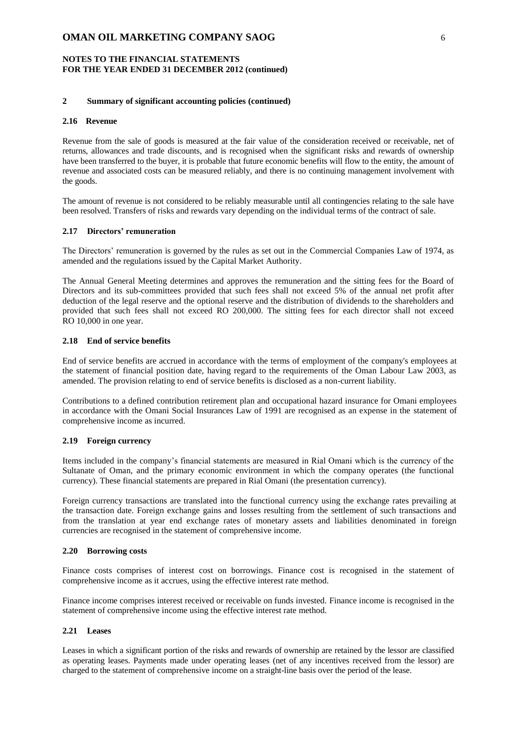## 2 Summary of significant accounting policies (continued)

### 2.16 Revenue

Revenue from the sale of goods is measured at the fair value of the consideration received or receivable, net of returns, allowances and trade discounts, and is recognised when the significant risks and rewards of ownership have been transferred to the buyer, it is probable that future economic benefits will flow to the entity, the amount of revenue and associated costs can be measured reliably, and there is no continuing management involvement with the goods.

The amount of revenue is not considered to be reliably measurable until all contingencies relating to the sale have been resolved. Transfers of risks and rewards vary depending on the individual terms of the contract of sale.

### 2.17 Directors' remuneration

The Directors' remuneration is governed by the rules as set out in the Commercial Companies Law of 1974, as amended and the regulations issued by the Capital Market Authority.

The Annual General Meeting determines and approves the remuneration and the sitting fees for the Board of Directors and its sub-committees provided that such fees shall not exceed 5% of the annual net profit after deduction of the legal reserve and the optional reserve and the distribution of dividends to the shareholders and provided that such fees shall not exceed RO 200,000. The sitting fees for each director shall not exceed RO 10,000 in one year.

### 2.18 End of service benefits

End of service benefits are accrued in accordance with the terms of employment of the company's employees at the statement of financial position date, having regard to the requirements of the Oman Labour Law 2003, as amended. The provision relating to end of service benefits is disclosed as a non-current liability.

Contributions to a defined contribution retirement plan and occupational hazard insurance for Omani employees in accordance with the Omani Social Insurances Law of 1991 are recognised as an expense in the statement of comprehensive income as incurred.

### 2.19 Foreign currency

Items included in the company's financial statements are measured in Rial Omani which is the currency of the Sultanate of Oman, and the primary economic environment in which the company operates (the functional currency). These financial statements are prepared in Rial Omani (the presentation currency).

Foreign currency transactions are translated into the functional currency using the exchange rates prevailing at the transaction date. Foreign exchange gains and losses resulting from the settlement of such transactions and from the translation at year end exchange rates of monetary assets and liabilities denominated in foreign currencies are recognised in the statement of comprehensive income.

### 2.20 Borrowing costs

Finance costs comprises of interest cost on borrowings. Finance cost is recognised in the statement of comprehensive income as it accrues, using the effective interest rate method.

Finance income comprises interest received or receivable on funds invested. Finance income is recognised in the statement of comprehensive income using the effective interest rate method.

### 2.21 Leases

Leases in which a significant portion of the risks and rewards of ownership are retained by the lessor are classified as operating leases. Payments made under operating leases (net of any incentives received from the lessor) are charged to the statement of comprehensive income on a straight-line basis over the period of the lease.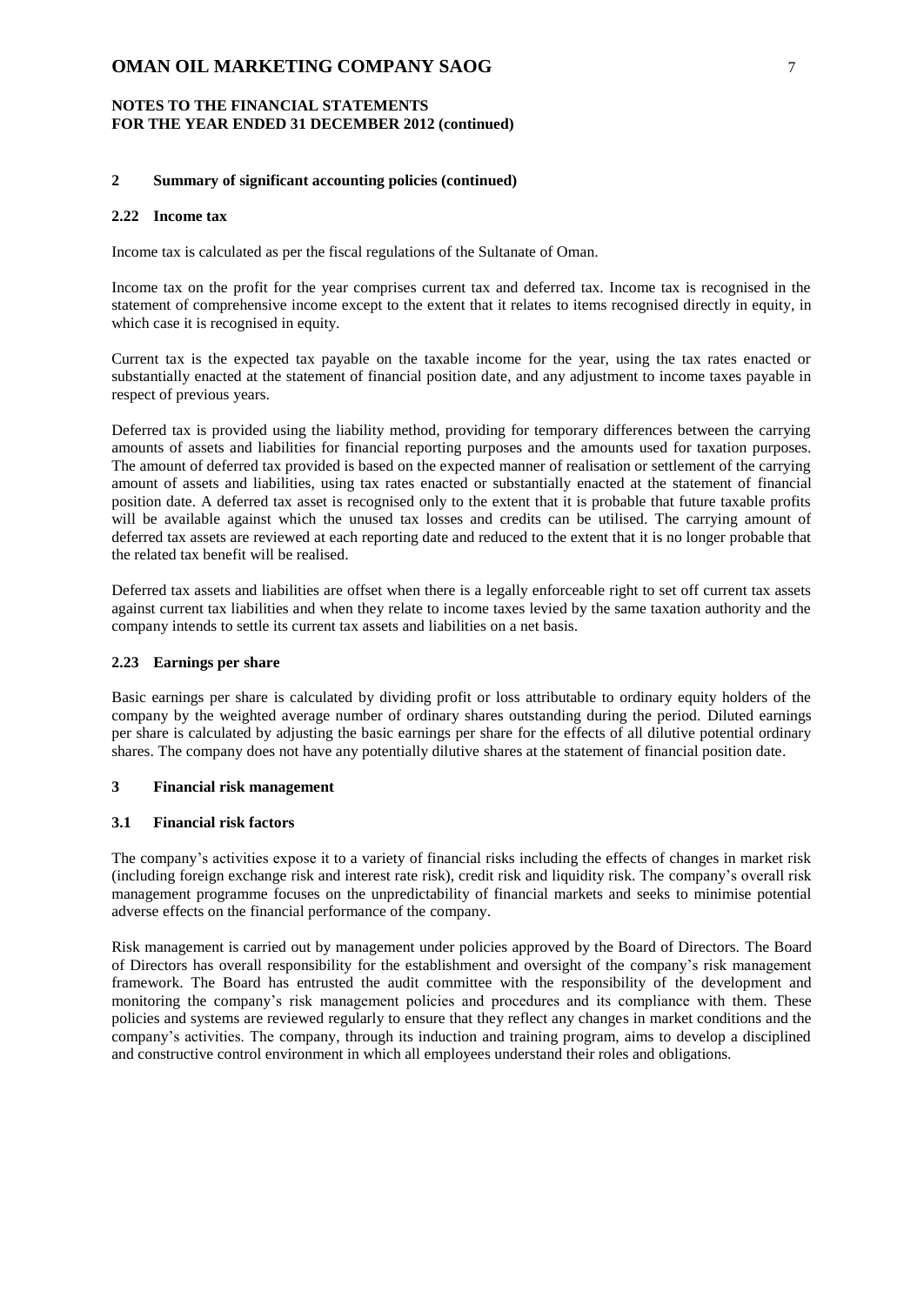## 2 Summary of significant accounting policies (continued)

### 2.22 Income tax

Income tax is calculated as per the fiscal regulations of the Sultanate of Oman.

Income tax on the profit for the year comprises current tax and deferred tax. Income tax is recognised in the statement of comprehensive income except to the extent that it relates to items recognised directly in equity, in which case it is recognised in equity.

Current tax is the expected tax payable on the taxable income for the year, using the tax rates enacted or substantially enacted at the statement of financial position date, and any adjustment to income taxes payable in respect of previous years.

Deferred tax is provided using the liability method, providing for temporary differences between the carrying amounts of assets and liabilities for financial reporting purposes and the amounts used for taxation purposes. The amount of deferred tax provided is based on the expected manner of realisation or settlement of the carrying amount of assets and liabilities, using tax rates enacted or substantially enacted at the statement of financial position date. A deferred tax asset is recognised only to the extent that it is probable that future taxable profits will be available against which the unused tax losses and credits can be utilised. The carrying amount of deferred tax assets are reviewed at each reporting date and reduced to the extent that it is no longer probable that the related tax benefit will be realised.

Deferred tax assets and liabilities are offset when there is a legally enforceable right to set off current tax assets against current tax liabilities and when they relate to income taxes levied by the same taxation authority and the company intends to settle its current tax assets and liabilities on a net basis.

### 2.23 Earnings per share

Basic earnings per share is calculated by dividing profit or loss attributable to ordinary equity holders of the company by the weighted average number of ordinary shares outstanding during the period. Diluted earnings per share is calculated by adjusting the basic earnings per share for the effects of all dilutive potential ordinary shares. The company does not have any potentially dilutive shares at the statement of financial position date.

## 3 Financial risk management

### 3.1 Financial risk factors

The company's activities expose it to a variety of financial risks including the effects of changes in market risk (including foreign exchange risk and interest rate risk), credit risk and liquidity risk. The company's overall risk management programme focuses on the unpredictability of financial markets and seeks to minimise potential adverse effects on the financial performance of the company.

Risk management is carried out by management under policies approved by the Board of Directors. The Board of Directors has overall responsibility for the establishment and oversight of the company's risk management framework. The Board has entrusted the audit committee with the responsibility of the development and monitoring the company's risk management policies and procedures and its compliance with them. These policies and systems are reviewed regularly to ensure that they reflect any changes in market conditions and the company's activities. The company, through its induction and training program, aims to develop a disciplined and constructive control environment in which all employees understand their roles and obligations.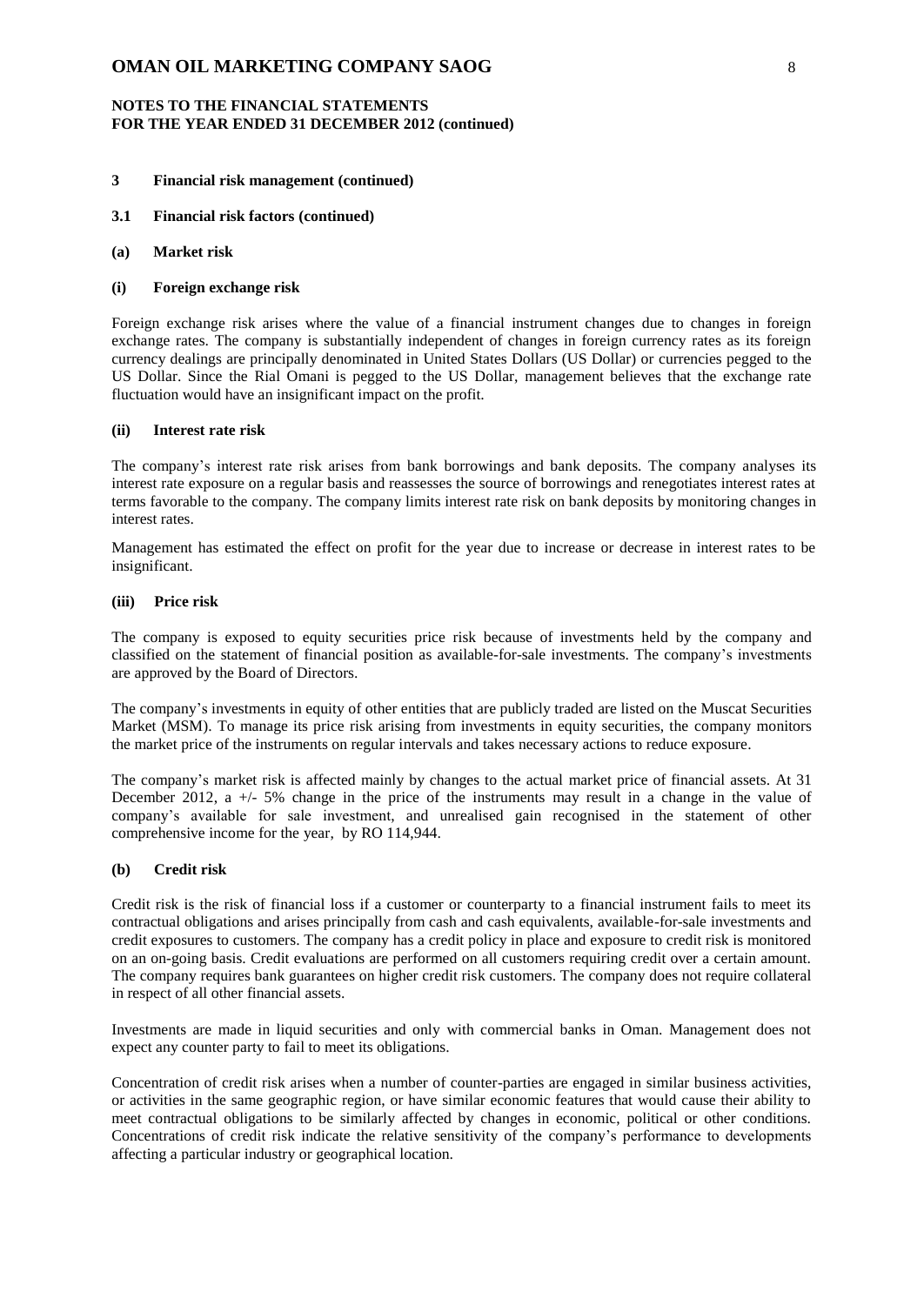## 3 Financial risk management (continued)

### 3.1 Financial risk factors (continued)

#### (a) Market risk

##### (i) Foreign exchange risk

Foreign exchange risk arises where the value of a financial instrument changes due to changes in foreign exchange rates. The company is substantially independent of changes in foreign currency rates as its foreign currency dealings are principally denominated in United States Dollars (US Dollar) or currencies pegged to the US Dollar. Since the Rial Omani is pegged to the US Dollar, management believes that the exchange rate fluctuation would have an insignificant impact on the profit.

##### (ii) Interest rate risk

The company's interest rate risk arises from bank borrowings and bank deposits. The company analyses its interest rate exposure on a regular basis and reassesses the source of borrowings and renegotiates interest rates at terms favorable to the company. The company limits interest rate risk on bank deposits by monitoring changes in interest rates.

Management has estimated the effect on profit for the year due to increase or decrease in interest rates to be insignificant.

##### (iii) Price risk

The company is exposed to equity securities price risk because of investments held by the company and classified on the statement of financial position as available-for-sale investments. The company's investments are approved by the Board of Directors.

The company's investments in equity of other entities that are publicly traded are listed on the Muscat Securities Market (MSM). To manage its price risk arising from investments in equity securities, the company monitors the market price of the instruments on regular intervals and takes necessary actions to reduce exposure.

The company's market risk is affected mainly by changes to the actual market price of financial assets. At 31 December 2012, a +/- 5% change in the price of the instruments may result in a change in the value of company's available for sale investment, and unrealised gain recognised in the statement of other comprehensive income for the year, by RO 114,944.

#### (b) Credit risk

Credit risk is the risk of financial loss if a customer or counterparty to a financial instrument fails to meet its contractual obligations and arises principally from cash and cash equivalents, available-for-sale investments and credit exposures to customers. The company has a credit policy in place and exposure to credit risk is monitored on an on-going basis. Credit evaluations are performed on all customers requiring credit over a certain amount. The company requires bank guarantees on higher credit risk customers. The company does not require collateral in respect of all other financial assets.

Investments are made in liquid securities and only with commercial banks in Oman. Management does not expect any counter party to fail to meet its obligations.

Concentration of credit risk arises when a number of counter-parties are engaged in similar business activities, or activities in the same geographic region, or have similar economic features that would cause their ability to meet contractual obligations to be similarly affected by changes in economic, political or other conditions. Concentrations of credit risk indicate the relative sensitivity of the company's performance to developments affecting a particular industry or geographical location.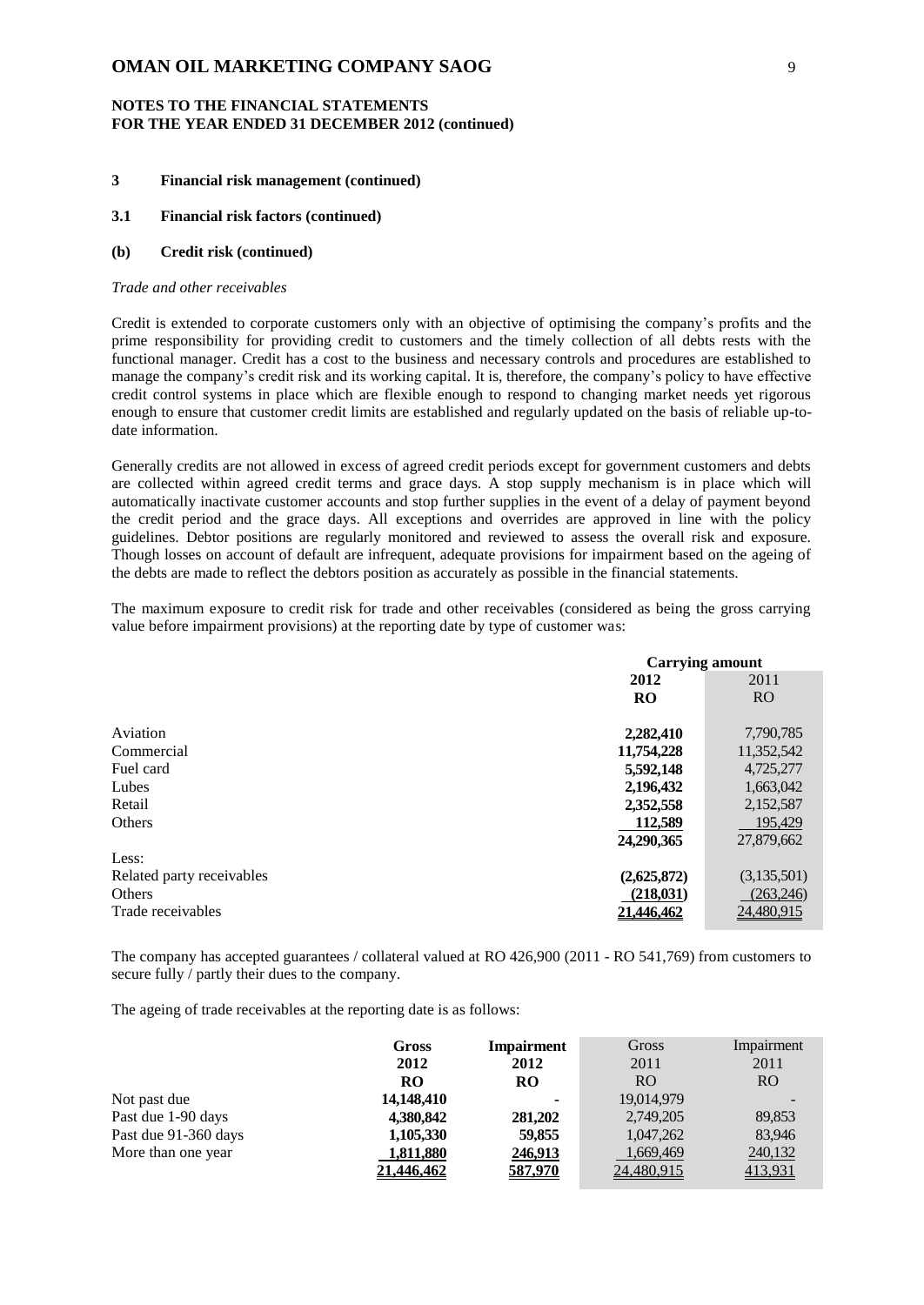**NOTES TO THE FINANCIAL STATEMENTS**
**FOR THE YEAR ENDED 31 DECEMBER 2012 (continued)**

## 3 Financial risk management (continued)

### 3.1 Financial risk factors (continued)

#### (b) Credit risk (continued)

*Trade and other receivables*

Credit is extended to corporate customers only with an objective of optimising the company's profits and the prime responsibility for providing credit to customers and the timely collection of all debts rests with the functional manager. Credit has a cost to the business and necessary controls and procedures are established to manage the company's credit risk and its working capital. It is, therefore, the company's policy to have effective credit control systems in place which are flexible enough to respond to changing market needs yet rigorous enough to ensure that customer credit limits are established and regularly updated on the basis of reliable up-to-date information.

Generally credits are not allowed in excess of agreed credit periods except for government customers and debts are collected within agreed credit terms and grace days. A stop supply mechanism is in place which will automatically inactivate customer accounts and stop further supplies in the event of a delay of payment beyond the credit period and the grace days. All exceptions and overrides are approved in line with the policy guidelines. Debtor positions are regularly monitored and reviewed to assess the overall risk and exposure. Though losses on account of default are infrequent, adequate provisions for impairment based on the ageing of the debts are made to reflect the debtors position as accurately as possible in the financial statements.

The maximum exposure to credit risk for trade and other receivables (considered as being the gross carrying value before impairment provisions) at the reporting date by type of customer was:

| | Carrying amount | |
|---|---|---|
| | **2012** | 2011 |
| | **RO** | RO |
| Aviation | **2,282,410** | 7,790,785 |
| Commercial | **11,754,228** | 11,352,542 |
| Fuel card | **5,592,148** | 4,725,277 |
| Lubes | **2,196,432** | 1,663,042 |
| Retail | **2,352,558** | 2,152,587 |
| Others | **112,589** | 195,429 |
| | **24,290,365** | 27,879,662 |
| Less: | | |
| Related party receivables | **(2,625,872)** | (3,135,501) |
| Others | **(218,031)** | (263,246) |
| Trade receivables | **21,446,462** | 24,480,915 |

The company has accepted guarantees / collateral valued at RO 426,900 (2011 - RO 541,769) from customers to secure fully / partly their dues to the company.

The ageing of trade receivables at the reporting date is as follows:

| | **Gross** | **Impairment** | Gross | Impairment |
|---|---|---|---|---|
| | **2012** | **2012** | 2011 | 2011 |
| | **RO** | **RO** | RO | RO |
| Not past due | **14,148,410** | **-** | 19,014,979 | - |
| Past due 1-90 days | **4,380,842** | **281,202** | 2,749,205 | 89,853 |
| Past due 91-360 days | **1,105,330** | **59,855** | 1,047,262 | 83,946 |
| More than one year | **1,811,880** | **246,913** | 1,669,469 | 240,132 |
| | **21,446,462** | **587,970** | 24,480,915 | 413,931 |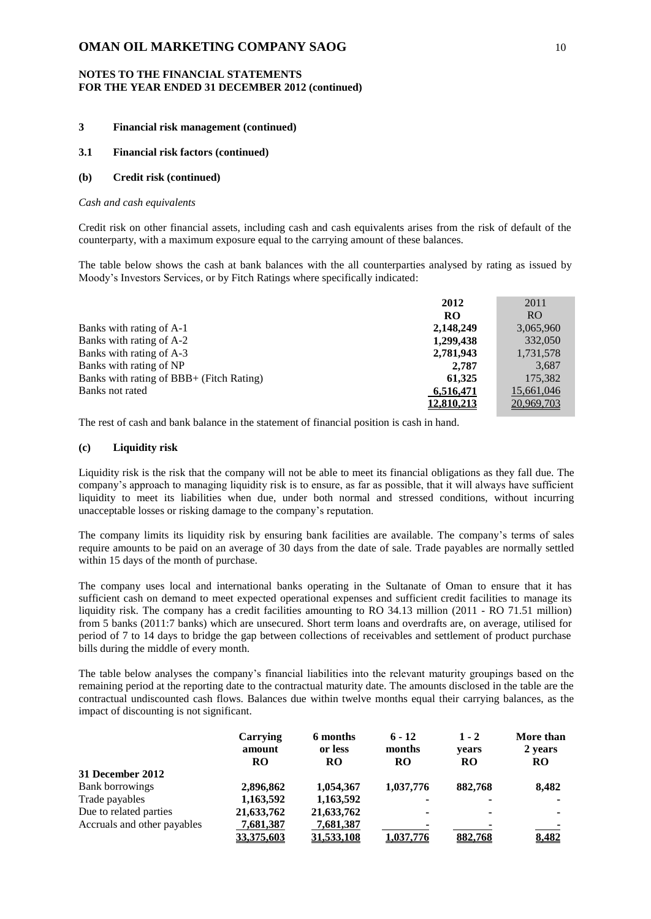**NOTES TO THE FINANCIAL STATEMENTS**
**FOR THE YEAR ENDED 31 DECEMBER 2012 (continued)**

## 3 Financial risk management (continued)

### 3.1 Financial risk factors (continued)

#### (b) Credit risk (continued)

*Cash and cash equivalents*

Credit risk on other financial assets, including cash and cash equivalents arises from the risk of default of the counterparty, with a maximum exposure equal to the carrying amount of these balances.

The table below shows the cash at bank balances with the all counterparties analysed by rating as issued by Moody's Investors Services, or by Fitch Ratings where specifically indicated:

| | **2012** | 2011 |
|---|---|---|
| | **RO** | RO |
| Banks with rating of A-1 | **2,148,249** | 3,065,960 |
| Banks with rating of A-2 | **1,299,438** | 332,050 |
| Banks with rating of A-3 | **2,781,943** | 1,731,578 |
| Banks with rating of NP | **2,787** | 3,687 |
| Banks with rating of BBB+ (Fitch Rating) | **61,325** | 175,382 |
| Banks not rated | **6,516,471** | 15,661,046 |
| | **12,810,213** | 20,969,703 |

The rest of cash and bank balance in the statement of financial position is cash in hand.

#### (c) Liquidity risk

Liquidity risk is the risk that the company will not be able to meet its financial obligations as they fall due. The company's approach to managing liquidity risk is to ensure, as far as possible, that it will always have sufficient liquidity to meet its liabilities when due, under both normal and stressed conditions, without incurring unacceptable losses or risking damage to the company's reputation.

The company limits its liquidity risk by ensuring bank facilities are available. The company's terms of sales require amounts to be paid on an average of 30 days from the date of sale. Trade payables are normally settled within 15 days of the month of purchase.

The company uses local and international banks operating in the Sultanate of Oman to ensure that it has sufficient cash on demand to meet expected operational expenses and sufficient credit facilities to manage its liquidity risk. The company has a credit facilities amounting to RO 34.13 million (2011 - RO 71.51 million) from 5 banks (2011:7 banks) which are unsecured. Short term loans and overdrafts are, on average, utilised for period of 7 to 14 days to bridge the gap between collections of receivables and settlement of product purchase bills during the middle of every month.

The table below analyses the company's financial liabilities into the relevant maturity groupings based on the remaining period at the reporting date to the contractual maturity date. The amounts disclosed in the table are the contractual undiscounted cash flows. Balances due within twelve months equal their carrying balances, as the impact of discounting is not significant.

| | **Carrying amount RO** | **6 months or less RO** | **6 - 12 months RO** | **1 - 2 years RO** | **More than 2 years RO** |
|---|---|---|---|---|---|
| **31 December 2012** | | | | | |
| Bank borrowings | **2,896,862** | **1,054,367** | **1,037,776** | **882,768** | **8,482** |
| Trade payables | **1,163,592** | **1,163,592** | **-** | **-** | **-** |
| Due to related parties | **21,633,762** | **21,633,762** | **-** | **-** | **-** |
| Accruals and other payables | **7,681,387** | **7,681,387** | **-** | **-** | **-** |
| | **33,375,603** | **31,533,108** | **1,037,776** | **882,768** | **8,482** |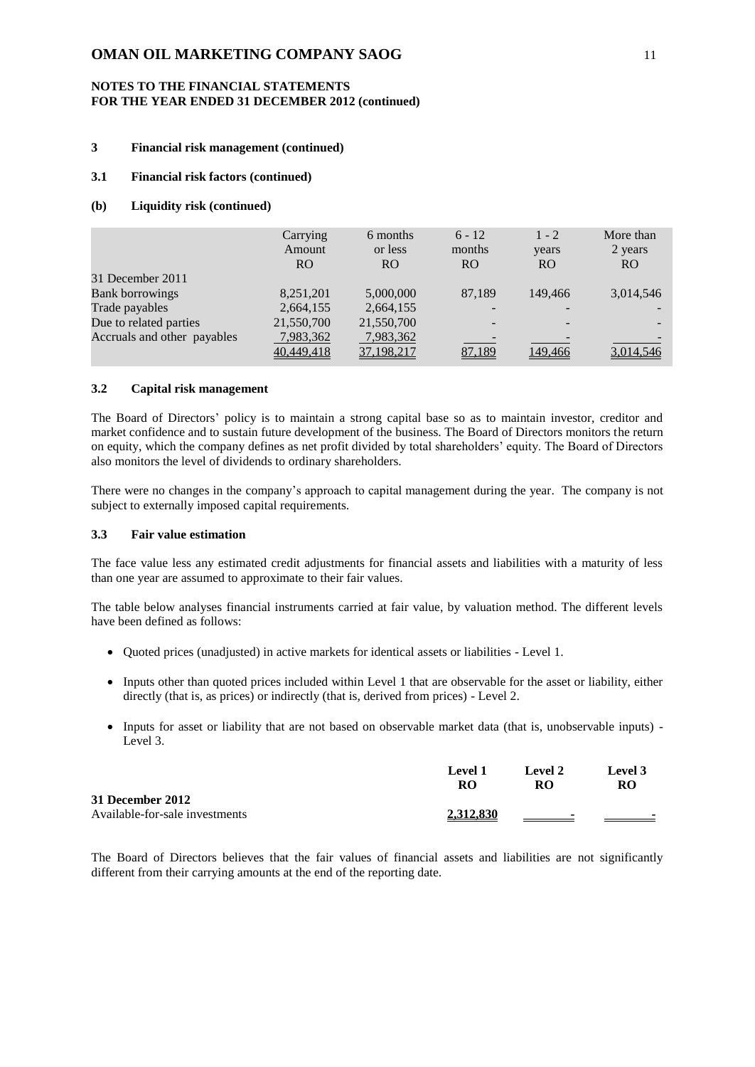### NOTES TO THE FINANCIAL STATEMENTS FOR THE YEAR ENDED 31 DECEMBER 2012 (continued)

### 3 Financial risk management (continued)

### 3.1 Financial risk factors (continued)

### (b) Liquidity risk (continued)

| | Carrying Amount RO | 6 months or less RO | 6 - 12 months RO | 1 - 2 years RO | More than 2 years RO |
|---|---|---|---|---|---|
| 31 December 2011 | | | | | |
| Bank borrowings | 8,251,201 | 5,000,000 | 87,189 | 149,466 | 3,014,546 |
| Trade payables | 2,664,155 | 2,664,155 | - | - | - |
| Due to related parties | 21,550,700 | 21,550,700 | - | - | - |
| Accruals and other payables | 7,983,362 | 7,983,362 | - | - | - |
| | 40,449,418 | 37,198,217 | 87,189 | 149,466 | 3,014,546 |

### 3.2 Capital risk management

The Board of Directors' policy is to maintain a strong capital base so as to maintain investor, creditor and market confidence and to sustain future development of the business. The Board of Directors monitors the return on equity, which the company defines as net profit divided by total shareholders' equity. The Board of Directors also monitors the level of dividends to ordinary shareholders.

There were no changes in the company's approach to capital management during the year. The company is not subject to externally imposed capital requirements.

### 3.3 Fair value estimation

The face value less any estimated credit adjustments for financial assets and liabilities with a maturity of less than one year are assumed to approximate to their fair values.

The table below analyses financial instruments carried at fair value, by valuation method. The different levels have been defined as follows:

- Quoted prices (unadjusted) in active markets for identical assets or liabilities - Level 1.
- Inputs other than quoted prices included within Level 1 that are observable for the asset or liability, either directly (that is, as prices) or indirectly (that is, derived from prices) - Level 2.
- Inputs for asset or liability that are not based on observable market data (that is, unobservable inputs) - Level 3.

| | Level 1 RO | Level 2 RO | Level 3 RO |
|---|---|---|---|
| **31 December 2012** | | | |
| Available-for-sale investments | **2,312,830** | - | - |

The Board of Directors believes that the fair values of financial assets and liabilities are not significantly different from their carrying amounts at the end of the reporting date.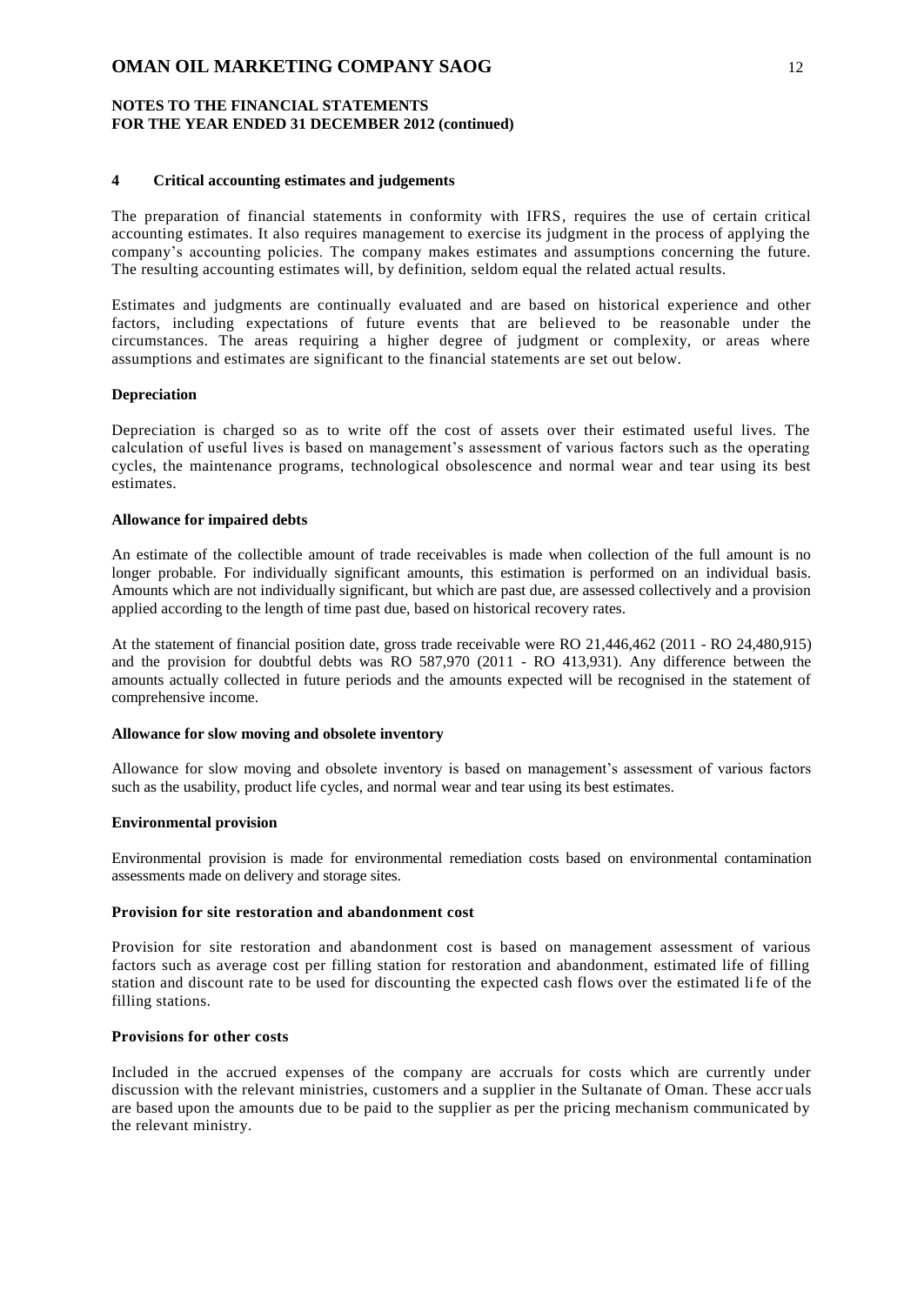## 4 Critical accounting estimates and judgements

The preparation of financial statements in conformity with IFRS, requires the use of certain critical accounting estimates. It also requires management to exercise its judgment in the process of applying the company's accounting policies. The company makes estimates and assumptions concerning the future. The resulting accounting estimates will, by definition, seldom equal the related actual results.

Estimates and judgments are continually evaluated and are based on historical experience and other factors, including expectations of future events that are believed to be reasonable under the circumstances. The areas requiring a higher degree of judgment or complexity, or areas where assumptions and estimates are significant to the financial statements are set out below.

### Depreciation

Depreciation is charged so as to write off the cost of assets over their estimated useful lives. The calculation of useful lives is based on management's assessment of various factors such as the operating cycles, the maintenance programs, technological obsolescence and normal wear and tear using its best estimates.

### Allowance for impaired debts

An estimate of the collectible amount of trade receivables is made when collection of the full amount is no longer probable. For individually significant amounts, this estimation is performed on an individual basis. Amounts which are not individually significant, but which are past due, are assessed collectively and a provision applied according to the length of time past due, based on historical recovery rates.

At the statement of financial position date, gross trade receivable were RO 21,446,462 (2011 - RO 24,480,915) and the provision for doubtful debts was RO 587,970 (2011 - RO 413,931). Any difference between the amounts actually collected in future periods and the amounts expected will be recognised in the statement of comprehensive income.

### Allowance for slow moving and obsolete inventory

Allowance for slow moving and obsolete inventory is based on management's assessment of various factors such as the usability, product life cycles, and normal wear and tear using its best estimates.

### Environmental provision

Environmental provision is made for environmental remediation costs based on environmental contamination assessments made on delivery and storage sites.

### Provision for site restoration and abandonment cost

Provision for site restoration and abandonment cost is based on management assessment of various factors such as average cost per filling station for restoration and abandonment, estimated life of filling station and discount rate to be used for discounting the expected cash flows over the estimated life of the filling stations.

### Provisions for other costs

Included in the accrued expenses of the company are accruals for costs which are currently under discussion with the relevant ministries, customers and a supplier in the Sultanate of Oman. These accruals are based upon the amounts due to be paid to the supplier as per the pricing mechanism communicated by the relevant ministry.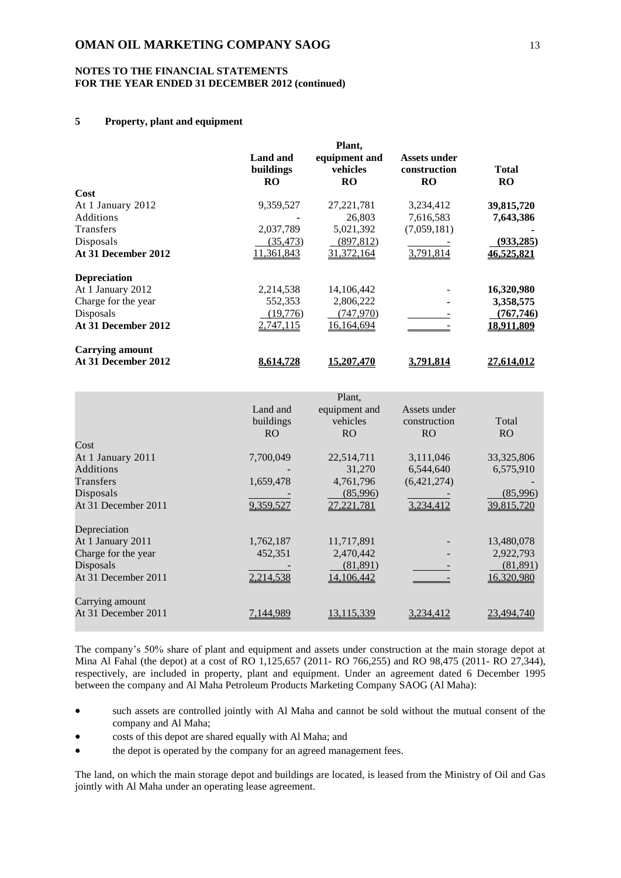**NOTES TO THE FINANCIAL STATEMENTS FOR THE YEAR ENDED 31 DECEMBER 2012 (continued)**

## 5 Property, plant and equipment

| | Land and buildings RO | Plant, equipment and vehicles RO | Assets under construction RO | Total RO |
|---|---|---|---|---|
| **Cost** | | | | |
| At 1 January 2012 | 9,359,527 | 27,221,781 | 3,234,412 | **39,815,720** |
| Additions | - | 26,803 | 7,616,583 | **7,643,386** |
| Transfers | 2,037,789 | 5,021,392 | (7,059,181) | **-** |
| Disposals | (35,473) | (897,812) | - | **(933,285)** |
| **At 31 December 2012** | 11,361,843 | 31,372,164 | 3,791,814 | **46,525,821** |
| **Depreciation** | | | | |
| At 1 January 2012 | 2,214,538 | 14,106,442 | - | **16,320,980** |
| Charge for the year | 552,353 | 2,806,222 | - | **3,358,575** |
| Disposals | (19,776) | (747,970) | - | **(767,746)** |
| **At 31 December 2012** | 2,747,115 | 16,164,694 | - | **18,911,809** |
| **Carrying amount** | | | | |
| **At 31 December 2012** | **8,614,728** | **15,207,470** | **3,791,814** | **27,614,012** |

| | Land and buildings RO | Plant, equipment and vehicles RO | Assets under construction RO | Total RO |
|---|---|---|---|---|
| Cost | | | | |
| At 1 January 2011 | 7,700,049 | 22,514,711 | 3,111,046 | 33,325,806 |
| Additions | - | 31,270 | 6,544,640 | 6,575,910 |
| Transfers | 1,659,478 | 4,761,796 | (6,421,274) | - |
| Disposals | - | (85,996) | - | (85,996) |
| At 31 December 2011 | 9,359,527 | 27,221,781 | 3,234,412 | 39,815,720 |
| Depreciation | | | | |
| At 1 January 2011 | 1,762,187 | 11,717,891 | - | 13,480,078 |
| Charge for the year | 452,351 | 2,470,442 | - | 2,922,793 |
| Disposals | - | (81,891) | - | (81,891) |
| At 31 December 2011 | 2,214,538 | 14,106,442 | - | 16,320,980 |
| Carrying amount | | | | |
| At 31 December 2011 | 7,144,989 | 13,115,339 | 3,234,412 | 23,494,740 |

The company's 50% share of plant and equipment and assets under construction at the main storage depot at Mina Al Fahal (the depot) at a cost of RO 1,125,657 (2011- RO 766,255) and RO 98,475 (2011- RO 27,344), respectively, are included in property, plant and equipment. Under an agreement dated 6 December 1995 between the company and Al Maha Petroleum Products Marketing Company SAOG (Al Maha):

- such assets are controlled jointly with Al Maha and cannot be sold without the mutual consent of the company and Al Maha;
- costs of this depot are shared equally with Al Maha; and
- the depot is operated by the company for an agreed management fees.

The land, on which the main storage depot and buildings are located, is leased from the Ministry of Oil and Gas jointly with Al Maha under an operating lease agreement.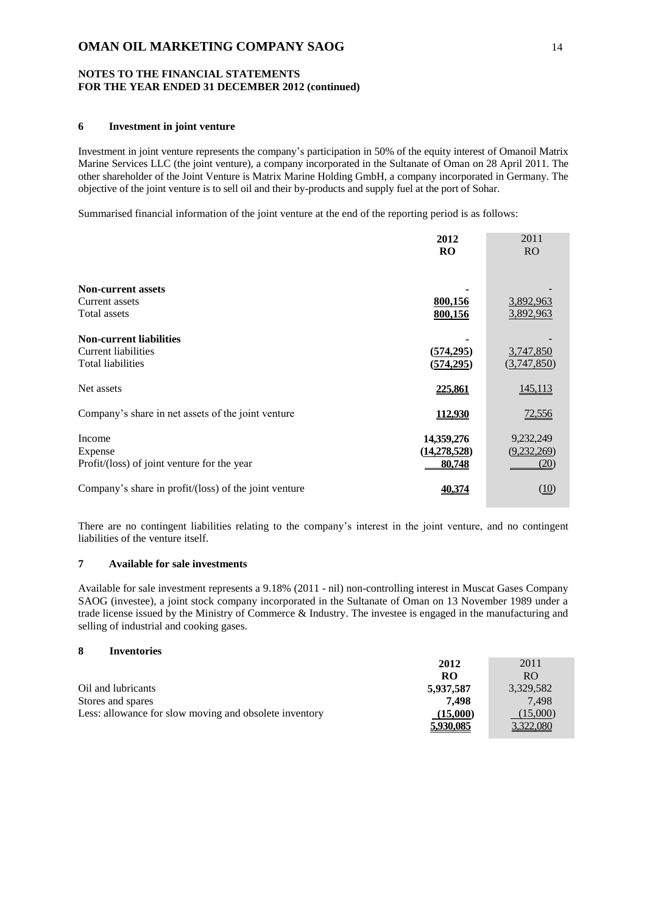**NOTES TO THE FINANCIAL STATEMENTS**
**FOR THE YEAR ENDED 31 DECEMBER 2012 (continued)**

## 6 Investment in joint venture

Investment in joint venture represents the company's participation in 50% of the equity interest of Omanoil Matrix Marine Services LLC (the joint venture), a company incorporated in the Sultanate of Oman on 28 April 2011. The other shareholder of the Joint Venture is Matrix Marine Holding GmbH, a company incorporated in Germany. The objective of the joint venture is to sell oil and their by-products and supply fuel at the port of Sohar.

Summarised financial information of the joint venture at the end of the reporting period is as follows:

| | **2012** **RO** | 2011 RO |
|---|---|---|
| **Non-current assets** | **-** | - |
| Current assets | **800,156** | 3,892,963 |
| Total assets | **800,156** | 3,892,963 |
| **Non-current liabilities** | **-** | - |
| Current liabilities | **(574,295)** | 3,747,850 |
| Total liabilities | **(574,295)** | (3,747,850) |
| Net assets | **225,861** | 145,113 |
| Company's share in net assets of the joint venture | **112,930** | 72,556 |
| Income | **14,359,276** | 9,232,249 |
| Expense | **(14,278,528)** | (9,232,269) |
| Profit/(loss) of joint venture for the year | **80,748** | (20) |
| Company's share in profit/(loss) of the joint venture | **40,374** | (10) |

There are no contingent liabilities relating to the company's interest in the joint venture, and no contingent liabilities of the venture itself.

## 7 Available for sale investments

Available for sale investment represents a 9.18% (2011 - nil) non-controlling interest in Muscat Gases Company SAOG (investee), a joint stock company incorporated in the Sultanate of Oman on 13 November 1989 under a trade license issued by the Ministry of Commerce & Industry. The investee is engaged in the manufacturing and selling of industrial and cooking gases.

## 8 Inventories

| | **2012** **RO** | 2011 RO |
|---|---|---|
| Oil and lubricants | **5,937,587** | 3,329,582 |
| Stores and spares | **7,498** | 7,498 |
| Less: allowance for slow moving and obsolete inventory | **(15,000)** | (15,000) |
| | **5,930,085** | 3,322,080 |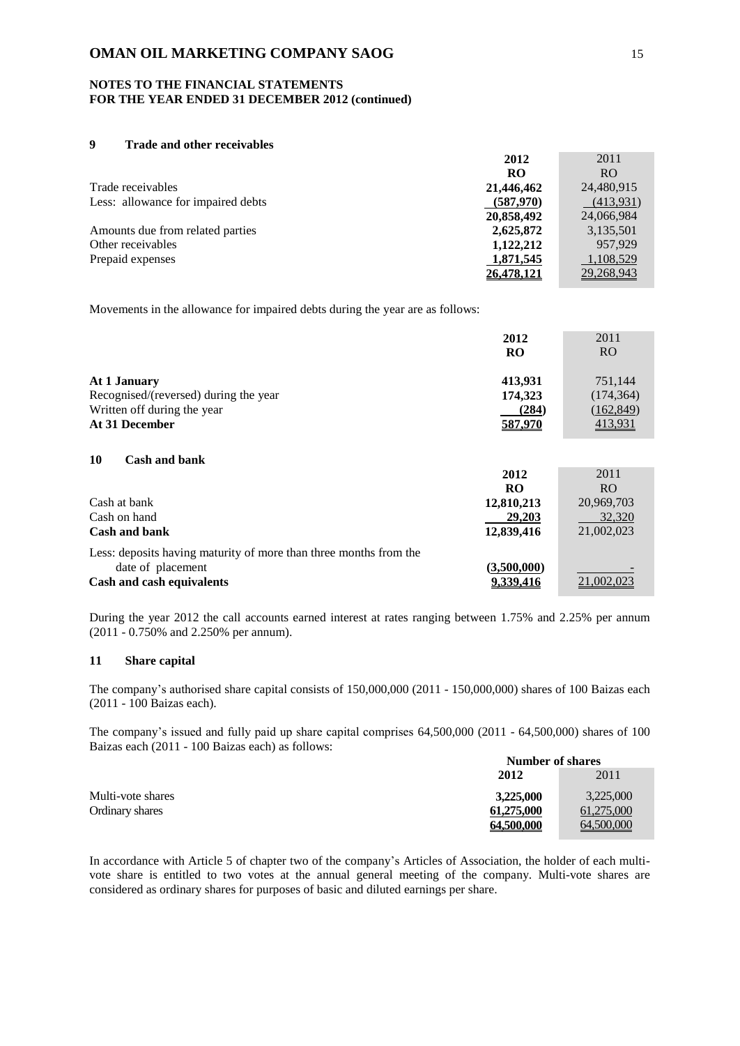**NOTES TO THE FINANCIAL STATEMENTS**
**FOR THE YEAR ENDED 31 DECEMBER 2012 (continued)**

## 9 Trade and other receivables

| | 2012 | 2011 |
|---|---|---|
| | RO | RO |
| Trade receivables | 21,446,462 | 24,480,915 |
| Less: allowance for impaired debts | (587,970) | (413,931) |
| | 20,858,492 | 24,066,984 |
| Amounts due from related parties | 2,625,872 | 3,135,501 |
| Other receivables | 1,122,212 | 957,929 |
| Prepaid expenses | 1,871,545 | 1,108,529 |
| | 26,478,121 | 29,268,943 |

Movements in the allowance for impaired debts during the year are as follows:

| | 2012 | 2011 |
|---|---|---|
| | RO | RO |
| **At 1 January** | 413,931 | 751,144 |
| Recognised/(reversed) during the year | 174,323 | (174,364) |
| Written off during the year | (284) | (162,849) |
| **At 31 December** | 587,970 | 413,931 |

## 10 Cash and bank

| | 2012 | 2011 |
|---|---|---|
| | RO | RO |
| Cash at bank | 12,810,213 | 20,969,703 |
| Cash on hand | 29,203 | 32,320 |
| **Cash and bank** | 12,839,416 | 21,002,023 |
| Less: deposits having maturity of more than three months from the date of placement | (3,500,000) | - |
| **Cash and cash equivalents** | 9,339,416 | 21,002,023 |

During the year 2012 the call accounts earned interest at rates ranging between 1.75% and 2.25% per annum (2011 - 0.750% and 2.250% per annum).

## 11 Share capital

The company's authorised share capital consists of 150,000,000 (2011 - 150,000,000) shares of 100 Baizas each (2011 - 100 Baizas each).

The company's issued and fully paid up share capital comprises 64,500,000 (2011 - 64,500,000) shares of 100 Baizas each (2011 - 100 Baizas each) as follows:

| | Number of shares | |
|---|---|---|
| | 2012 | 2011 |
| Multi-vote shares | 3,225,000 | 3,225,000 |
| Ordinary shares | 61,275,000 | 61,275,000 |
| | 64,500,000 | 64,500,000 |

In accordance with Article 5 of chapter two of the company's Articles of Association, the holder of each multi-vote share is entitled to two votes at the annual general meeting of the company. Multi-vote shares are considered as ordinary shares for purposes of basic and diluted earnings per share.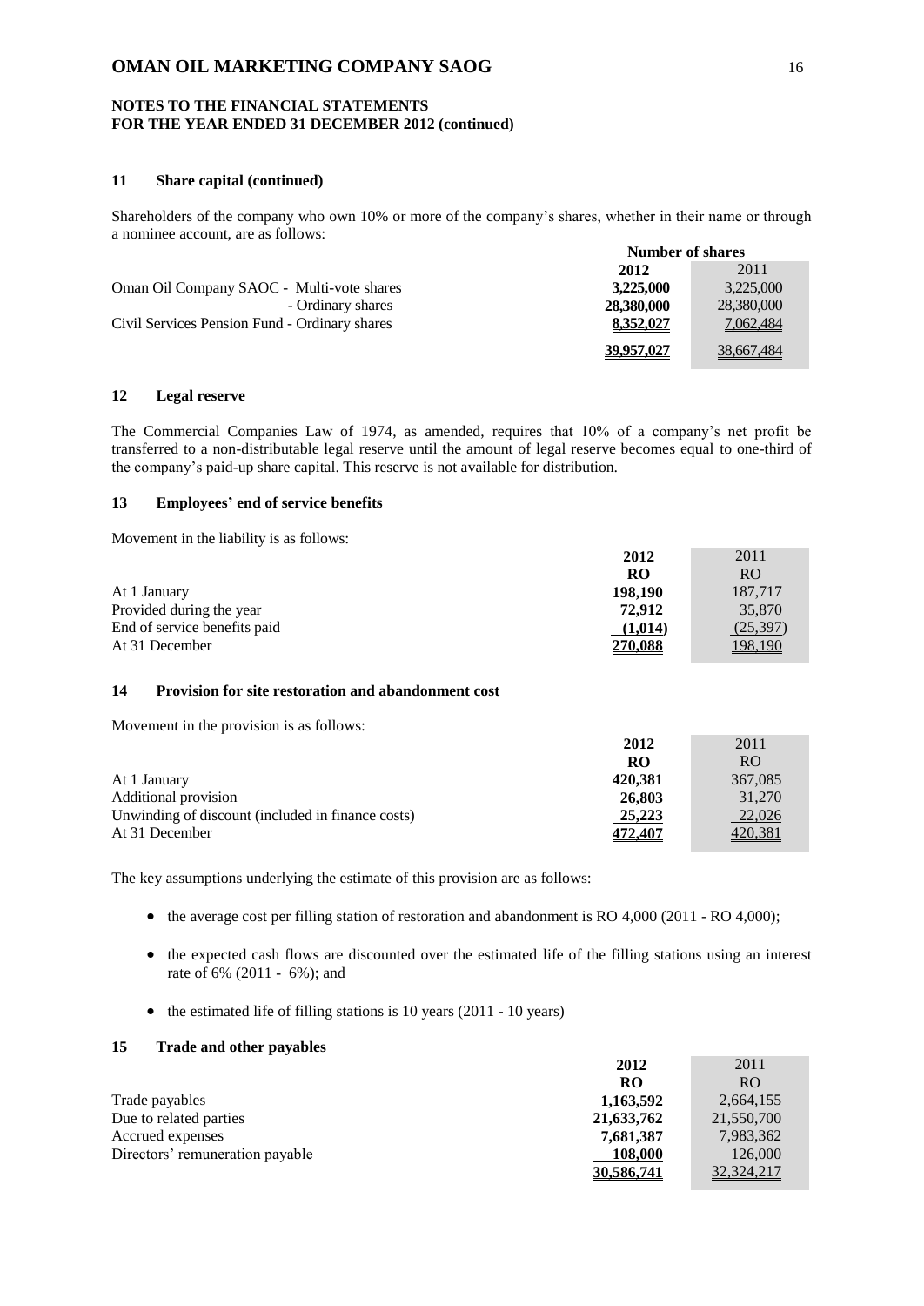## NOTES TO THE FINANCIAL STATEMENTS FOR THE YEAR ENDED 31 DECEMBER 2012 (continued)

### 11 Share capital (continued)

Shareholders of the company who own 10% or more of the company's shares, whether in their name or through a nominee account, are as follows:

| | Number of shares | |
|---|---|---|
| | **2012** | 2011 |
| Oman Oil Company SAOC - Multi-vote shares | **3,225,000** | 3,225,000 |
| - Ordinary shares | **28,380,000** | 28,380,000 |
| Civil Services Pension Fund - Ordinary shares | **8,352,027** | 7,062,484 |
| | **39,957,027** | 38,667,484 |

### 12 Legal reserve

The Commercial Companies Law of 1974, as amended, requires that 10% of a company's net profit be transferred to a non-distributable legal reserve until the amount of legal reserve becomes equal to one-third of the company's paid-up share capital. This reserve is not available for distribution.

### 13 Employees' end of service benefits

Movement in the liability is as follows:

| | **2012** | 2011 |
|---|---|---|
| | **RO** | RO |
| At 1 January | **198,190** | 187,717 |
| Provided during the year | **72,912** | 35,870 |
| End of service benefits paid | **(1,014)** | (25,397) |
| At 31 December | **270,088** | 198,190 |

### 14 Provision for site restoration and abandonment cost

Movement in the provision is as follows:

| | **2012** | 2011 |
|---|---|---|
| | **RO** | RO |
| At 1 January | **420,381** | 367,085 |
| Additional provision | **26,803** | 31,270 |
| Unwinding of discount (included in finance costs) | **25,223** | 22,026 |
| At 31 December | **472,407** | 420,381 |

The key assumptions underlying the estimate of this provision are as follows:

- the average cost per filling station of restoration and abandonment is RO 4,000 (2011 - RO 4,000);
- the expected cash flows are discounted over the estimated life of the filling stations using an interest rate of 6% (2011 - 6%); and
- the estimated life of filling stations is 10 years (2011 - 10 years)

### 15 Trade and other payables

| | **2012** | 2011 |
|---|---|---|
| | **RO** | RO |
| Trade payables | **1,163,592** | 2,664,155 |
| Due to related parties | **21,633,762** | 21,550,700 |
| Accrued expenses | **7,681,387** | 7,983,362 |
| Directors' remuneration payable | **108,000** | 126,000 |
| | **30,586,741** | 32,324,217 |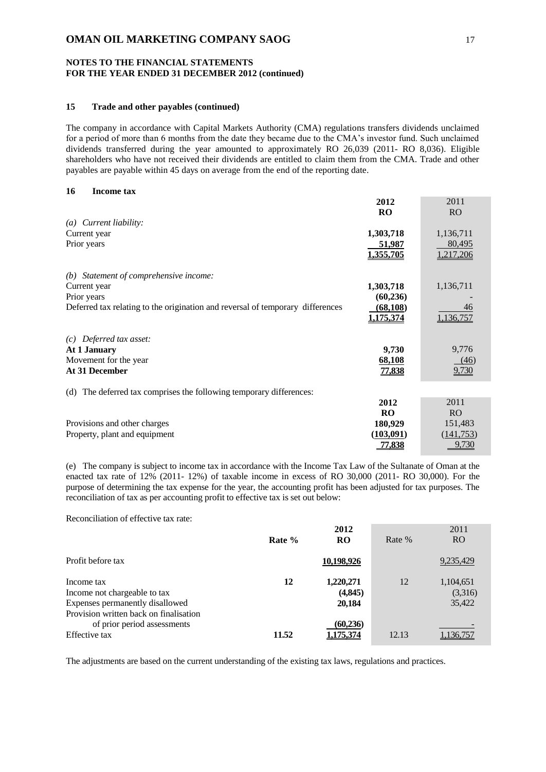**NOTES TO THE FINANCIAL STATEMENTS FOR THE YEAR ENDED 31 DECEMBER 2012 (continued)**

### 15 Trade and other payables (continued)

The company in accordance with Capital Markets Authority (CMA) regulations transfers dividends unclaimed for a period of more than 6 months from the date they became due to the CMA's investor fund. Such unclaimed dividends transferred during the year amounted to approximately RO 26,039 (2011- RO 8,036). Eligible shareholders who have not received their dividends are entitled to claim them from the CMA. Trade and other payables are payable within 45 days on average from the end of the reporting date.

### 16 Income tax

| | 2012 RO | 2011 RO |
|---|---|---|
| *(a) Current liability:* | | |
| Current year | 1,303,718 | 1,136,711 |
| Prior years | 51,987 | 80,495 |
| | 1,355,705 | 1,217,206 |
| *(b) Statement of comprehensive income:* | | |
| Current year | 1,303,718 | 1,136,711 |
| Prior years | (60,236) | - |
| Deferred tax relating to the origination and reversal of temporary differences | (68,108) | 46 |
| | 1,175,374 | 1,136,757 |
| *(c) Deferred tax asset:* | | |
| **At 1 January** | 9,730 | 9,776 |
| Movement for the year | 68,108 | (46) |
| **At 31 December** | 77,838 | 9,730 |

(d) The deferred tax comprises the following temporary differences:

| | 2012 RO | 2011 RO |
|---|---|---|
| Provisions and other charges | 180,929 | 151,483 |
| Property, plant and equipment | (103,091) | (141,753) |
| | 77,838 | 9,730 |

(e) The company is subject to income tax in accordance with the Income Tax Law of the Sultanate of Oman at the enacted tax rate of 12% (2011- 12%) of taxable income in excess of RO 30,000 (2011- RO 30,000). For the purpose of determining the tax expense for the year, the accounting profit has been adjusted for tax purposes. The reconciliation of tax as per accounting profit to effective tax is set out below:

Reconciliation of effective tax rate:

| | Rate % | 2012 RO | Rate % | 2011 RO |
|---|---|---|---|---|
| Profit before tax | | 10,198,926 | | 9,235,429 |
| Income tax | 12 | 1,220,271 | 12 | 1,104,651 |
| Income not chargeable to tax | | (4,845) | | (3,316) |
| Expenses permanently disallowed | | 20,184 | | 35,422 |
| Provision written back on finalisation of prior period assessments | | (60,236) | | - |
| Effective tax | 11.52 | 1,175,374 | 12.13 | 1,136,757 |

The adjustments are based on the current understanding of the existing tax laws, regulations and practices.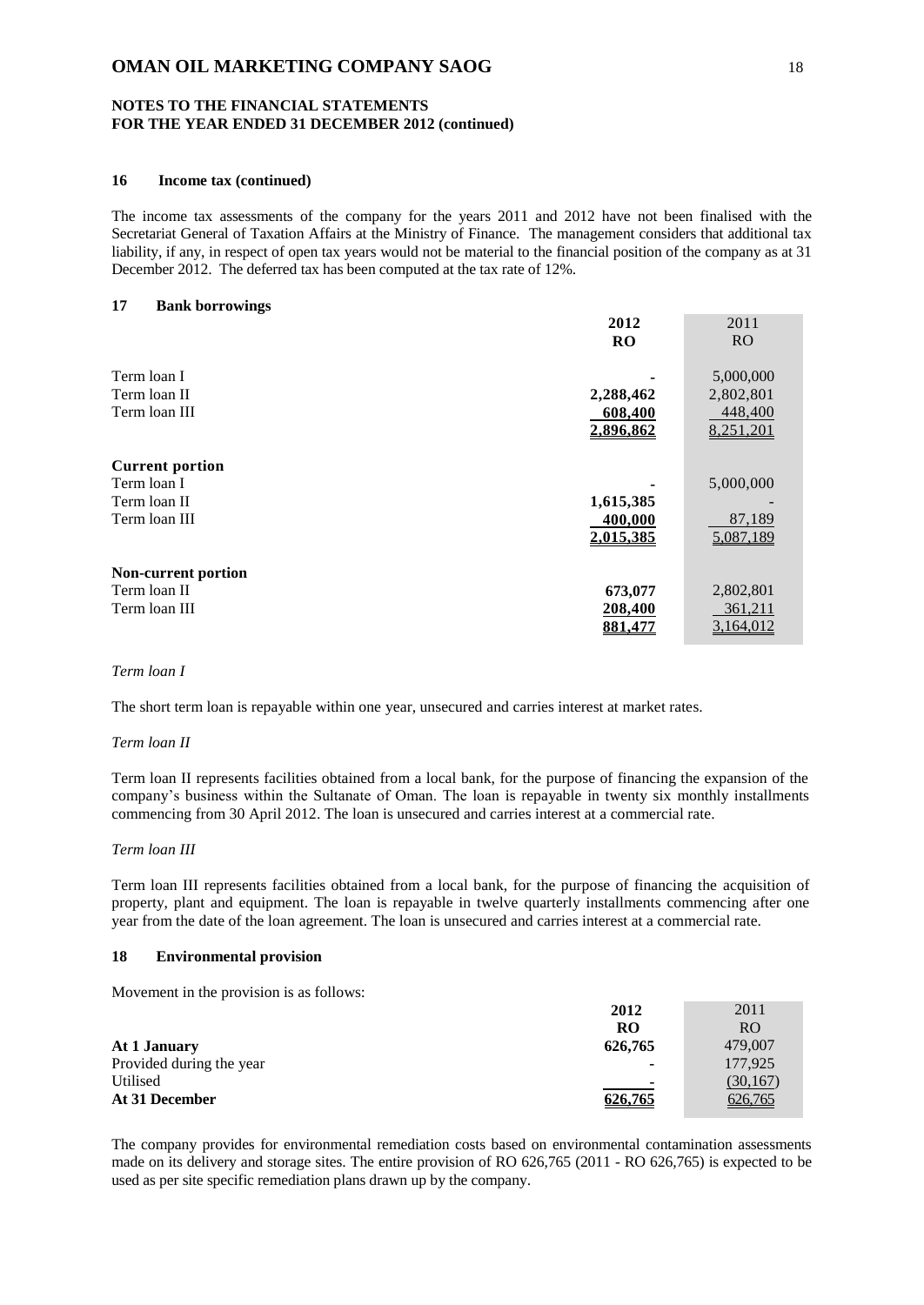# OMAN OIL MARKETING COMPANY SAOG

## NOTES TO THE FINANCIAL STATEMENTS FOR THE YEAR ENDED 31 DECEMBER 2012 (continued)

### 16 Income tax (continued)

The income tax assessments of the company for the years 2011 and 2012 have not been finalised with the Secretariat General of Taxation Affairs at the Ministry of Finance. The management considers that additional tax liability, if any, in respect of open tax years would not be material to the financial position of the company as at 31 December 2012. The deferred tax has been computed at the tax rate of 12%.

### 17 Bank borrowings

| | 2012 RO | 2011 RO |
|---|---|---|
| Term loan I | - | 5,000,000 |
| Term loan II | 2,288,462 | 2,802,801 |
| Term loan III | 608,400 | 448,400 |
| | 2,896,862 | 8,251,201 |
| **Current portion** | | |
| Term loan I | - | 5,000,000 |
| Term loan II | 1,615,385 | - |
| Term loan III | 400,000 | 87,189 |
| | 2,015,385 | 5,087,189 |
| **Non-current portion** | | |
| Term loan II | 673,077 | 2,802,801 |
| Term loan III | 208,400 | 361,211 |
| | 881,477 | 3,164,012 |

*Term loan I*

The short term loan is repayable within one year, unsecured and carries interest at market rates.

*Term loan II*

Term loan II represents facilities obtained from a local bank, for the purpose of financing the expansion of the company's business within the Sultanate of Oman. The loan is repayable in twenty six monthly installments commencing from 30 April 2012. The loan is unsecured and carries interest at a commercial rate.

*Term loan III*

Term loan III represents facilities obtained from a local bank, for the purpose of financing the acquisition of property, plant and equipment. The loan is repayable in twelve quarterly installments commencing after one year from the date of the loan agreement. The loan is unsecured and carries interest at a commercial rate.

### 18 Environmental provision

Movement in the provision is as follows:

| | 2012 RO | 2011 RO |
|---|---|---|
| **At 1 January** | 626,765 | 479,007 |
| Provided during the year | - | 177,925 |
| Utilised | - | (30,167) |
| **At 31 December** | 626,765 | 626,765 |

The company provides for environmental remediation costs based on environmental contamination assessments made on its delivery and storage sites. The entire provision of RO 626,765 (2011 - RO 626,765) is expected to be used as per site specific remediation plans drawn up by the company.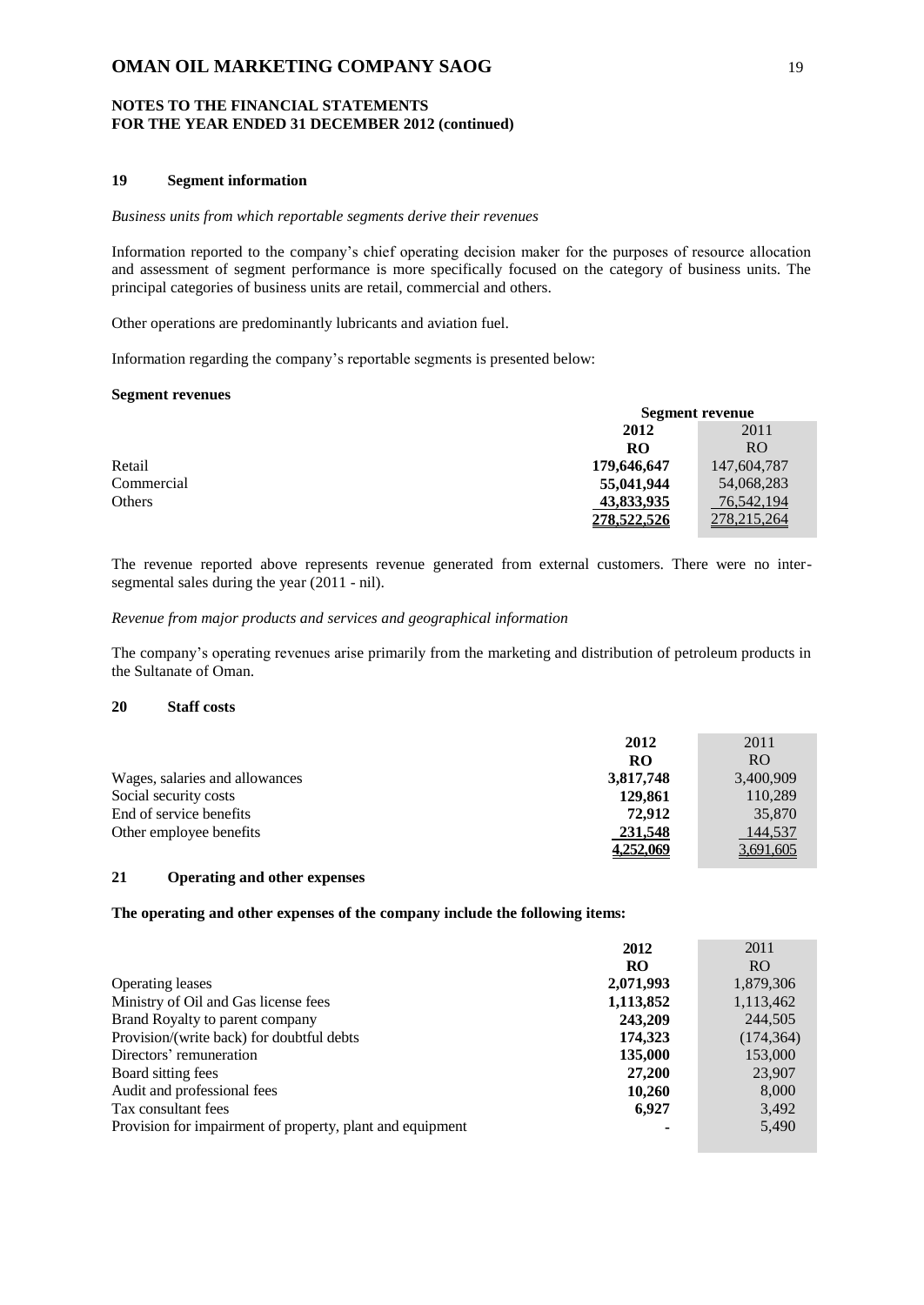**OMAN OIL MARKETING COMPANY SAOG**

**NOTES TO THE FINANCIAL STATEMENTS**
**FOR THE YEAR ENDED 31 DECEMBER 2012 (continued)**

## 19 Segment information

*Business units from which reportable segments derive their revenues*

Information reported to the company's chief operating decision maker for the purposes of resource allocation and assessment of segment performance is more specifically focused on the category of business units. The principal categories of business units are retail, commercial and others.

Other operations are predominantly lubricants and aviation fuel.

Information regarding the company's reportable segments is presented below:

**Segment revenues**

| | **Segment revenue** | |
|---|---|---|
| | **2012** | 2011 |
| | **RO** | RO |
| Retail | **179,646,647** | 147,604,787 |
| Commercial | **55,041,944** | 54,068,283 |
| Others | **43,833,935** | 76,542,194 |
| | **278,522,526** | 278,215,264 |

The revenue reported above represents revenue generated from external customers. There were no inter-segmental sales during the year (2011 - nil).

*Revenue from major products and services and geographical information*

The company's operating revenues arise primarily from the marketing and distribution of petroleum products in the Sultanate of Oman.

## 20 Staff costs

| | **2012** | 2011 |
|---|---|---|
| | **RO** | RO |
| Wages, salaries and allowances | **3,817,748** | 3,400,909 |
| Social security costs | **129,861** | 110,289 |
| End of service benefits | **72,912** | 35,870 |
| Other employee benefits | **231,548** | 144,537 |
| | **4,252,069** | 3,691,605 |

## 21 Operating and other expenses

**The operating and other expenses of the company include the following items:**

| | **2012** | 2011 |
|---|---|---|
| | **RO** | RO |
| Operating leases | **2,071,993** | 1,879,306 |
| Ministry of Oil and Gas license fees | **1,113,852** | 1,113,462 |
| Brand Royalty to parent company | **243,209** | 244,505 |
| Provision/(write back) for doubtful debts | **174,323** | (174,364) |
| Directors' remuneration | **135,000** | 153,000 |
| Board sitting fees | **27,200** | 23,907 |
| Audit and professional fees | **10,260** | 8,000 |
| Tax consultant fees | **6,927** | 3,492 |
| Provision for impairment of property, plant and equipment | **-** | 5,490 |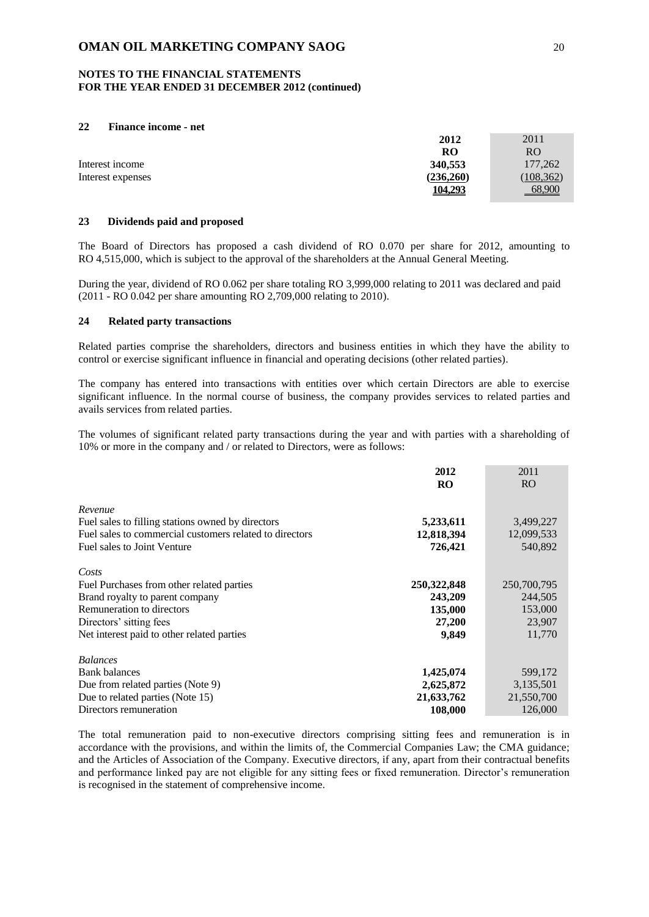**NOTES TO THE FINANCIAL STATEMENTS**
**FOR THE YEAR ENDED 31 DECEMBER 2012 (continued)**

## 22 Finance income - net

| | 2012 | 2011 |
|---|---|---|
| | RO | RO |
| Interest income | 340,553 | 177,262 |
| Interest expenses | (236,260) | (108,362) |
| | 104,293 | 68,900 |

## 23 Dividends paid and proposed

The Board of Directors has proposed a cash dividend of RO 0.070 per share for 2012, amounting to RO 4,515,000, which is subject to the approval of the shareholders at the Annual General Meeting.

During the year, dividend of RO 0.062 per share totaling RO 3,999,000 relating to 2011 was declared and paid (2011 - RO 0.042 per share amounting RO 2,709,000 relating to 2010).

## 24 Related party transactions

Related parties comprise the shareholders, directors and business entities in which they have the ability to control or exercise significant influence in financial and operating decisions (other related parties).

The company has entered into transactions with entities over which certain Directors are able to exercise significant influence. In the normal course of business, the company provides services to related parties and avails services from related parties.

The volumes of significant related party transactions during the year and with parties with a shareholding of 10% or more in the company and / or related to Directors, were as follows:

| | 2012 | 2011 |
|---|---|---|
| | RO | RO |
| *Revenue* | | |
| Fuel sales to filling stations owned by directors | 5,233,611 | 3,499,227 |
| Fuel sales to commercial customers related to directors | 12,818,394 | 12,099,533 |
| Fuel sales to Joint Venture | 726,421 | 540,892 |
| *Costs* | | |
| Fuel Purchases from other related parties | 250,322,848 | 250,700,795 |
| Brand royalty to parent company | 243,209 | 244,505 |
| Remuneration to directors | 135,000 | 153,000 |
| Directors' sitting fees | 27,200 | 23,907 |
| Net interest paid to other related parties | 9,849 | 11,770 |
| *Balances* | | |
| Bank balances | 1,425,074 | 599,172 |
| Due from related parties (Note 9) | 2,625,872 | 3,135,501 |
| Due to related parties (Note 15) | 21,633,762 | 21,550,700 |
| Directors remuneration | 108,000 | 126,000 |

The total remuneration paid to non-executive directors comprising sitting fees and remuneration is in accordance with the provisions, and within the limits of, the Commercial Companies Law; the CMA guidance; and the Articles of Association of the Company. Executive directors, if any, apart from their contractual benefits and performance linked pay are not eligible for any sitting fees or fixed remuneration. Director's remuneration is recognised in the statement of comprehensive income.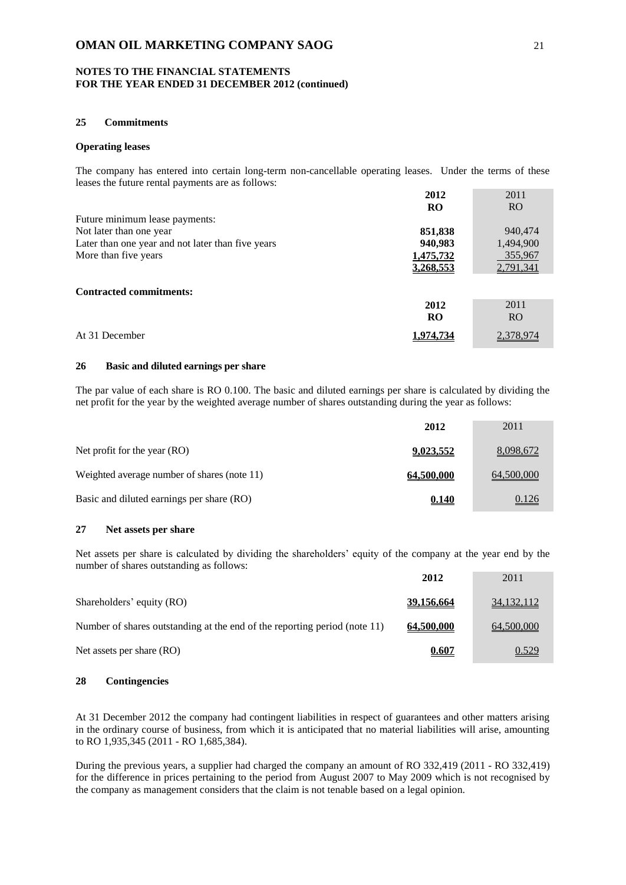**NOTES TO THE FINANCIAL STATEMENTS**
**FOR THE YEAR ENDED 31 DECEMBER 2012 (continued)**

## 25 Commitments

**Operating leases**

The company has entered into certain long-term non-cancellable operating leases. Under the terms of these leases the future rental payments are as follows:

| | 2012 | 2011 |
|---|---|---|
| | RO | RO |
| Future minimum lease payments: | | |
| Not later than one year | 851,838 | 940,474 |
| Later than one year and not later than five years | 940,983 | 1,494,900 |
| More than five years | 1,475,732 | 355,967 |
| | 3,268,553 | 2,791,341 |

**Contracted commitments:**

| | 2012 | 2011 |
|---|---|---|
| | RO | RO |
| At 31 December | 1,974,734 | 2,378,974 |

## 26 Basic and diluted earnings per share

The par value of each share is RO 0.100. The basic and diluted earnings per share is calculated by dividing the net profit for the year by the weighted average number of shares outstanding during the year as follows:

| | 2012 | 2011 |
|---|---|---|
| Net profit for the year (RO) | 9,023,552 | 8,098,672 |
| Weighted average number of shares (note 11) | 64,500,000 | 64,500,000 |
| Basic and diluted earnings per share (RO) | 0.140 | 0.126 |

## 27 Net assets per share

Net assets per share is calculated by dividing the shareholders' equity of the company at the year end by the number of shares outstanding as follows:

| | 2012 | 2011 |
|---|---|---|
| Shareholders' equity (RO) | 39,156,664 | 34,132,112 |
| Number of shares outstanding at the end of the reporting period (note 11) | 64,500,000 | 64,500,000 |
| Net assets per share (RO) | 0.607 | 0.529 |

## 28 Contingencies

At 31 December 2012 the company had contingent liabilities in respect of guarantees and other matters arising in the ordinary course of business, from which it is anticipated that no material liabilities will arise, amounting to RO 1,935,345 (2011 - RO 1,685,384).

During the previous years, a supplier had charged the company an amount of RO 332,419 (2011 - RO 332,419) for the difference in prices pertaining to the period from August 2007 to May 2009 which is not recognised by the company as management considers that the claim is not tenable based on a legal opinion.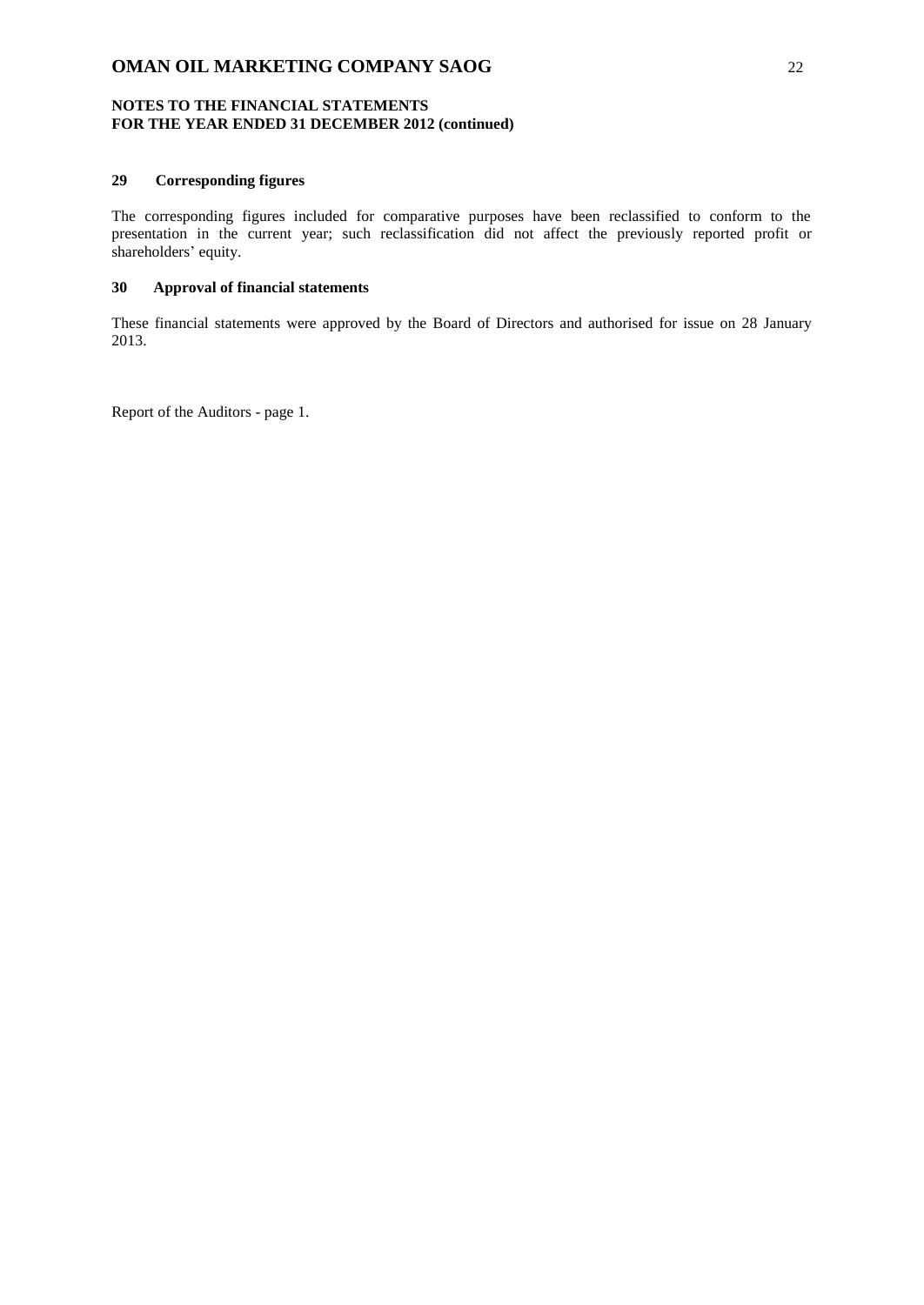**NOTES TO THE FINANCIAL STATEMENTS**
**FOR THE YEAR ENDED 31 DECEMBER 2012 (continued)**

## 29 Corresponding figures

The corresponding figures included for comparative purposes have been reclassified to conform to the presentation in the current year; such reclassification did not affect the previously reported profit or shareholders' equity.

## 30 Approval of financial statements

These financial statements were approved by the Board of Directors and authorised for issue on 28 January 2013.

Report of the Auditors - page 1.